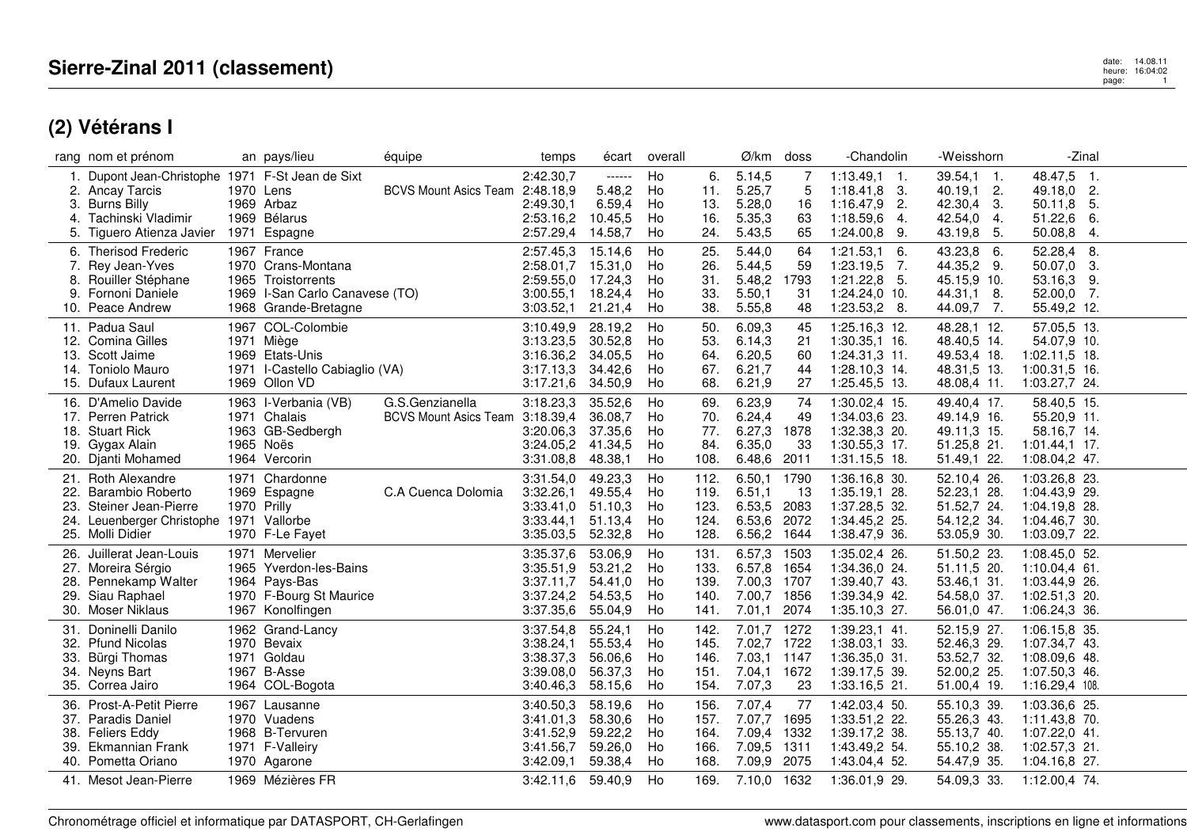# Sierre-Zinal 2011 (classement)

## (2) Vétérans I

| rang | nom et prénom | an | pays/lieu | équipe | temps | écart | overall | | Ø/km | doss | -Chandolin | -Weisshorn | -Zinal |
|---|---|---|---|---|---|---|---|---|---|---|---|---|---|
| 1. | Dupont Jean-Christophe | 1971 | F-St Jean de Sixt | | 2:42.30,7 | ------ | Ho | 6. | 5.14,5 | 7 | 1:13.49,1 1. | 39.54,1 1. | 48.47,5 1. |
| 2. | Ancay Tarcis | 1970 | Lens | BCVS Mount Asics Team | 2:48.18,9 | 5.48,2 | Ho | 11. | 5.25,7 | 5 | 1:18.41,8 3. | 40.19,1 2. | 49.18,0 2. |
| 3. | Burns Billy | 1969 | Arbaz | | 2:49.30,1 | 6.59,4 | Ho | 13. | 5.28,0 | 16 | 1:16.47,9 2. | 42.30,4 3. | 50.11,8 5. |
| 4. | Tachinski Vladimir | 1969 | Bélarus | | 2:53.16,2 | 10.45,5 | Ho | 16. | 5.35,3 | 63 | 1:18.59,6 4. | 42.54,0 4. | 51.22,6 6. |
| 5. | Tiguero Atienza Javier | 1971 | Espagne | | 2:57.29,4 | 14.58,7 | Ho | 24. | 5.43,5 | 65 | 1:24.00,8 9. | 43.19,8 5. | 50.08,8 4. |
| 6. | Therisod Frederic | 1967 | France | | 2:57.45,3 | 15.14,6 | Ho | 25. | 5.44,0 | 64 | 1:21.53,1 6. | 43.23,8 6. | 52.28,4 8. |
| 7. | Rey Jean-Yves | 1970 | Crans-Montana | | 2:58.01,7 | 15.31,0 | Ho | 26. | 5.44,5 | 59 | 1:23.19,5 7. | 44.35,2 9. | 50.07,0 3. |
| 8. | Rouiller Stéphane | 1965 | Troistorrents | | 2:59.55,0 | 17.24,3 | Ho | 31. | 5.48,2 | 1793 | 1:21.22,8 5. | 45.15,9 10. | 53.16,3 9. |
| 9. | Fornoni Daniele | 1969 | I-San Carlo Canavese (TO) | | 3:00.55,1 | 18.24,4 | Ho | 33. | 5.50,1 | 31 | 1:24.24,0 10. | 44.31,1 8. | 52.00,0 7. |
| 10. | Peace Andrew | 1968 | Grande-Bretagne | | 3:03.52,1 | 21.21,4 | Ho | 38. | 5.55,8 | 48 | 1:23.53,2 8. | 44.09,7 7. | 55.49,2 12. |
| 11. | Padua Saul | 1967 | COL-Colombie | | 3:10.49,9 | 28.19,2 | Ho | 50. | 6.09,3 | 45 | 1:25.16,3 12. | 48.28,1 12. | 57.05,5 13. |
| 12. | Comina Gilles | 1971 | Miège | | 3:13.23,5 | 30.52,8 | Ho | 53. | 6.14,3 | 21 | 1:30.35,1 16. | 48.40,5 14. | 54.07,9 10. |
| 13. | Scott Jaime | 1969 | Etats-Unis | | 3:16.36,2 | 34.05,5 | Ho | 64. | 6.20,5 | 60 | 1:24.31,3 11. | 49.53,4 18. | 1:02.11,5 18. |
| 14. | Toniolo Mauro | 1971 | I-Castello Cabiaglio (VA) | | 3:17.13,3 | 34.42,6 | Ho | 67. | 6.21,7 | 44 | 1:28.10,3 14. | 48.31,5 13. | 1:00.31,5 16. |
| 15. | Dufaux Laurent | 1969 | Ollon VD | | 3:17.21,6 | 34.50,9 | Ho | 68. | 6.21,9 | 27 | 1:25.45,5 13. | 48.08,4 11. | 1:03.27,7 24. |
| 16. | D'Amelio Davide | 1963 | I-Verbania (VB) | G.S.Genzianella | 3:18.23,3 | 35.52,6 | Ho | 69. | 6.23,9 | 74 | 1:30.02,4 15. | 49.40,4 17. | 58.40,5 15. |
| 17. | Perren Patrick | 1971 | Chalais | BCVS Mount Asics Team | 3:18.39,4 | 36.08,7 | Ho | 70. | 6.24,4 | 49 | 1:34.03,6 23. | 49.14,9 16. | 55.20,9 11. |
| 18. | Stuart Rick | 1963 | GB-Sedbergh | | 3:20.06,3 | 37.35,6 | Ho | 77. | 6.27,3 | 1878 | 1:32.38,3 20. | 49.11,3 15. | 58.16,7 14. |
| 19. | Gygax Alain | 1965 | Noës | | 3:24.05,2 | 41.34,5 | Ho | 84. | 6.35,0 | 33 | 1:30.55,3 17. | 51.25,8 21. | 1:01.44,1 17. |
| 20. | Djanti Mohamed | 1964 | Vercorin | | 3:31.08,8 | 48.38,1 | Ho | 108. | 6.48,6 | 2011 | 1:31.15,5 18. | 51.49,1 22. | 1:08.04,2 47. |
| 21. | Roth Alexandre | 1971 | Chardonne | | 3:31.54,0 | 49.23,3 | Ho | 112. | 6.50,1 | 1790 | 1:36.16,8 30. | 52.10,4 26. | 1:03.26,8 23. |
| 22. | Barambio Roberto | 1969 | Espagne | C.A Cuenca Dolomia | 3:32.26,1 | 49.55,4 | Ho | 119. | 6.51,1 | 13 | 1:35.19,1 28. | 52.23,1 28. | 1:04.43,9 29. |
| 23. | Steiner Jean-Pierre | 1970 | Prilly | | 3:33.41,0 | 51.10,3 | Ho | 123. | 6.53,5 | 2083 | 1:37.28,5 32. | 51.52,7 24. | 1:04.19,8 28. |
| 24. | Leuenberger Christophe | 1971 | Vallorbe | | 3:33.44,1 | 51.13,4 | Ho | 124. | 6.53,6 | 2072 | 1:34.45,2 25. | 54.12,2 34. | 1:04.46,7 30. |
| 25. | Molli Didier | 1970 | F-Le Fayet | | 3:35.03,5 | 52.32,8 | Ho | 128. | 6.56,2 | 1644 | 1:38.47,9 36. | 53.05,9 30. | 1:03.09,7 22. |
| 26. | Juillerat Jean-Louis | 1971 | Mervelier | | 3:35.37,6 | 53.06,9 | Ho | 131. | 6.57,3 | 1503 | 1:35.02,4 26. | 51.50,2 23. | 1:08.45,0 52. |
| 27. | Moreira Sérgio | 1965 | Yverdon-les-Bains | | 3:35.51,9 | 53.21,2 | Ho | 133. | 6.57,8 | 1654 | 1:34.36,0 24. | 51.11,5 20. | 1:10.04,4 61. |
| 28. | Pennekamp Walter | 1964 | Pays-Bas | | 3:37.11,7 | 54.41,0 | Ho | 139. | 7.00,3 | 1707 | 1:39.40,7 43. | 53.46,1 31. | 1:03.44,9 26. |
| 29. | Siau Raphael | 1970 | F-Bourg St Maurice | | 3:37.24,2 | 54.53,5 | Ho | 140. | 7.00,7 | 1856 | 1:39.34,9 42. | 54.58,0 37. | 1:02.51,3 20. |
| 30. | Moser Niklaus | 1967 | Konolfingen | | 3:37.35,6 | 55.04,9 | Ho | 141. | 7.01,1 | 2074 | 1:35.10,3 27. | 56.01,0 47. | 1:06.24,3 36. |
| 31. | Doninelli Danilo | 1962 | Grand-Lancy | | 3:37.54,8 | 55.24,1 | Ho | 142. | 7.01,7 | 1272 | 1:39.23,1 41. | 52.15,9 27. | 1:06.15,8 35. |
| 32. | Pfund Nicolas | 1970 | Bevaix | | 3:38.24,1 | 55.53,4 | Ho | 145. | 7.02,7 | 1722 | 1:38.03,1 33. | 52.46,3 29. | 1:07.34,7 43. |
| 33. | Bürgi Thomas | 1971 | Goldau | | 3:38.37,3 | 56.06,6 | Ho | 146. | 7.03,1 | 1147 | 1:36.35,0 31. | 53.52,7 32. | 1:08.09,6 48. |
| 34. | Neyns Bart | 1967 | B-Asse | | 3:39.08,0 | 56.37,3 | Ho | 151. | 7.04,1 | 1672 | 1:39.17,5 39. | 52.00,2 25. | 1:07.50,3 46. |
| 35. | Correa Jairo | 1964 | COL-Bogota | | 3:40.46,3 | 58.15,6 | Ho | 154. | 7.07,3 | 23 | 1:33.16,5 21. | 51.00,4 19. | 1:16.29,4 108. |
| 36. | Prost-A-Petit Pierre | 1967 | Lausanne | | 3:40.50,3 | 58.19,6 | Ho | 156. | 7.07,4 | 77 | 1:42.03,4 50. | 55.10,3 39. | 1:03.36,6 25. |
| 37. | Paradis Daniel | 1970 | Vuadens | | 3:41.01,3 | 58.30,6 | Ho | 157. | 7.07,7 | 1695 | 1:33.51,2 22. | 55.26,3 43. | 1:11.43,8 70. |
| 38. | Feliers Eddy | 1968 | B-Tervuren | | 3:41.52,9 | 59.22,2 | Ho | 164. | 7.09,4 | 1332 | 1:39.17,2 38. | 55.13,7 40. | 1:07.22,0 41. |
| 39. | Ekmannian Frank | 1971 | F-Valleiry | | 3:41.56,7 | 59.26,0 | Ho | 166. | 7.09,5 | 1311 | 1:43.49,2 54. | 55.10,2 38. | 1:02.57,3 21. |
| 40. | Pometta Oriano | 1970 | Agarone | | 3:42.09,1 | 59.38,4 | Ho | 168. | 7.09,9 | 2075 | 1:43.04,4 52. | 54.47,9 35. | 1:04.16,8 27. |
| 41. | Mesot Jean-Pierre | 1969 | Mézières FR | | 3:42.11,6 | 59.40,9 | Ho | 169. | 7.10,0 | 1632 | 1:36.01,9 29. | 54.09,3 33. | 1:12.00,4 74. |

Chronométrage officiel et informatique par DATASPORT, CH-Gerlafingen

www.datasport.com pour classements, inscriptions en ligne et informations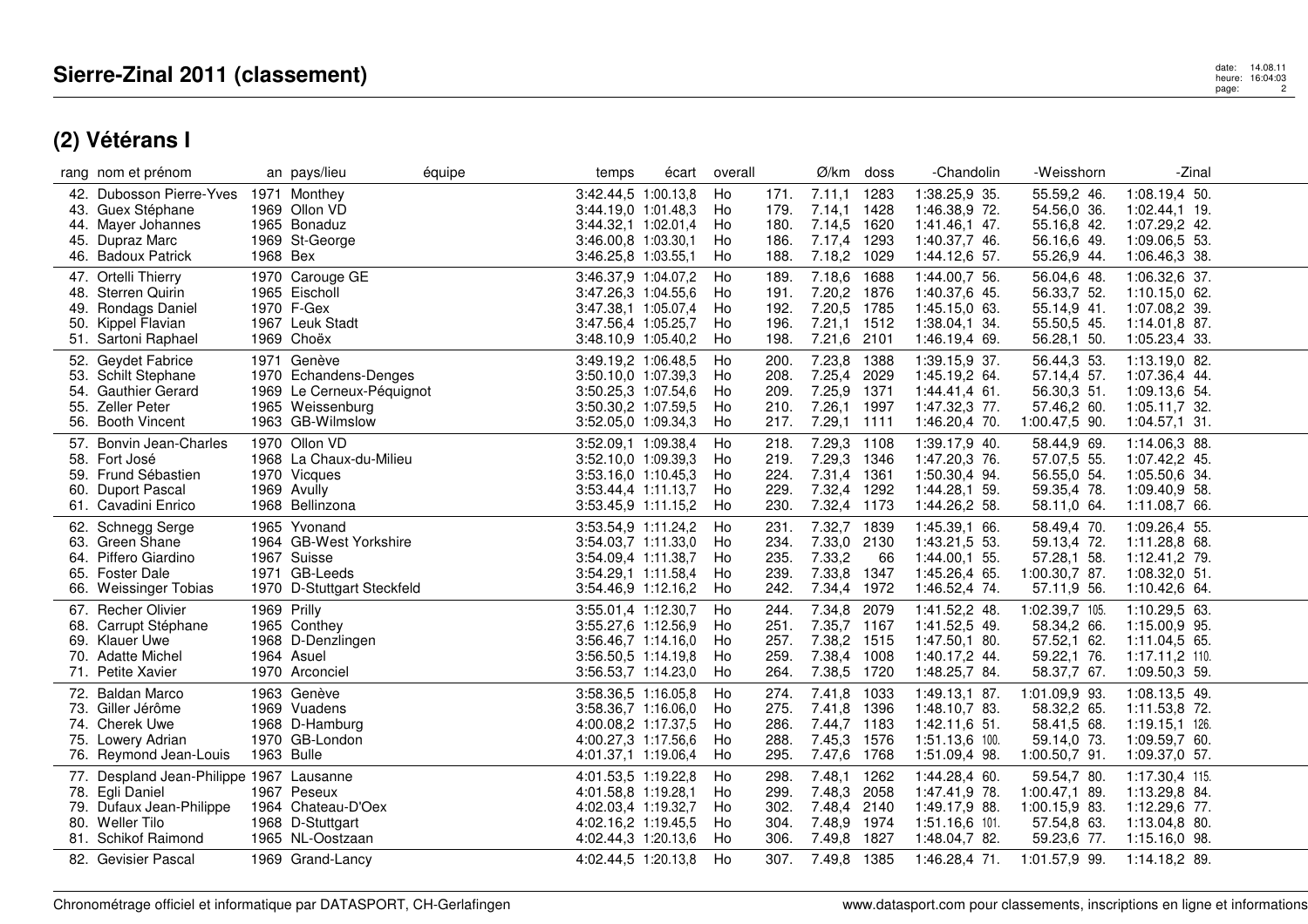# Sierre-Zinal 2011 (classement)

## (2) Vétérans I

| rang | nom et prénom | an | pays/lieu | équipe | temps | écart | overall | | Ø/km | doss | -Chandolin | | -Weisshorn | | -Zinal | |
|---|---|---|---|---|---|---|---|---|---|---|---|---|---|---|---|---|
| 42. | Dubosson Pierre-Yves | 1971 | Monthey | | 3:42.44,5 | 1:00.13,8 | Ho | 171. | 7.11,1 | 1283 | 1:38.25,9 | 35. | 55.59,2 | 46. | 1:08.19,4 | 50. |
| 43. | Guex Stéphane | 1969 | Ollon VD | | 3:44.19,0 | 1:01.48,3 | Ho | 179. | 7.14,1 | 1428 | 1:46.38,9 | 72. | 54.56,0 | 36. | 1:02.44,1 | 19. |
| 44. | Mayer Johannes | 1965 | Bonaduz | | 3:44.32,1 | 1:02.01,4 | Ho | 180. | 7.14,5 | 1620 | 1:41.46,1 | 47. | 55.16,8 | 42. | 1:07.29,2 | 42. |
| 45. | Dupraz Marc | 1969 | St-George | | 3:46.00,8 | 1:03.30,1 | Ho | 186. | 7.17,4 | 1293 | 1:40.37,7 | 46. | 56.16,6 | 49. | 1:09.06,5 | 53. |
| 46. | Badoux Patrick | 1968 | Bex | | 3:46.25,8 | 1:03.55,1 | Ho | 188. | 7.18,2 | 1029 | 1:44.12,6 | 57. | 55.26,9 | 44. | 1:06.46,3 | 38. |
| 47. | Ortelli Thierry | 1970 | Carouge GE | | 3:46.37,9 | 1:04.07,2 | Ho | 189. | 7.18,6 | 1688 | 1:44.00,7 | 56. | 56.04,6 | 48. | 1:06.32,6 | 37. |
| 48. | Sterren Quirin | 1965 | Eischoll | | 3:47.26,3 | 1:04.55,6 | Ho | 191. | 7.20,2 | 1876 | 1:40.37,6 | 45. | 56.33,7 | 52. | 1:10.15,0 | 62. |
| 49. | Rondags Daniel | 1970 | F-Gex | | 3:47.38,1 | 1:05.07,4 | Ho | 192. | 7.20,5 | 1785 | 1:45.15,0 | 63. | 55.14,9 | 41. | 1:07.08,2 | 39. |
| 50. | Kippel Flavian | 1967 | Leuk Stadt | | 3:47.56,4 | 1:05.25,7 | Ho | 196. | 7.21,1 | 1512 | 1:38.04,1 | 34. | 55.50,5 | 45. | 1:14.01,8 | 87. |
| 51. | Sartoni Raphael | 1969 | Choëx | | 3:48.10,9 | 1:05.40,2 | Ho | 198. | 7.21,6 | 2101 | 1:46.19,4 | 69. | 56.28,1 | 50. | 1:05.23,4 | 33. |
| 52. | Geydet Fabrice | 1971 | Genève | | 3:49.19,2 | 1:06.48,5 | Ho | 200. | 7.23,8 | 1388 | 1:39.15,9 | 37. | 56.44,3 | 53. | 1:13.19,0 | 82. |
| 53. | Schilt Stephane | 1970 | Echandens-Denges | | 3:50.10,0 | 1:07.39,3 | Ho | 208. | 7.25,4 | 2029 | 1:45.19,2 | 64. | 57.14,4 | 57. | 1:07.36,4 | 44. |
| 54. | Gauthier Gerard | 1969 | Le Cerneux-Péquignot | | 3:50.25,3 | 1:07.54,6 | Ho | 209. | 7.25,9 | 1371 | 1:44.41,4 | 61. | 56.30,3 | 51. | 1:09.13,6 | 54. |
| 55. | Zeller Peter | 1965 | Weissenburg | | 3:50.30,2 | 1:07.59,5 | Ho | 210. | 7.26,1 | 1997 | 1:47.32,3 | 77. | 57.46,2 | 60. | 1:05.11,7 | 32. |
| 56. | Booth Vincent | 1963 | GB-Wilmslow | | 3:52.05,0 | 1:09.34,3 | Ho | 217. | 7.29,1 | 1111 | 1:46.20,4 | 70. | 1:00.47,5 | 90. | 1:04.57,1 | 31. |
| 57. | Bonvin Jean-Charles | 1970 | Ollon VD | | 3:52.09,1 | 1:09.38,4 | Ho | 218. | 7.29,3 | 1108 | 1:39.17,9 | 40. | 58.44,9 | 69. | 1:14.06,3 | 88. |
| 58. | Fort José | 1968 | La Chaux-du-Milieu | | 3:52.10,0 | 1:09.39,3 | Ho | 219. | 7.29,3 | 1346 | 1:47.20,3 | 76. | 57.07,5 | 55. | 1:07.42,2 | 45. |
| 59. | Frund Sébastien | 1970 | Vicques | | 3:53.16,0 | 1:10.45,3 | Ho | 224. | 7.31,4 | 1361 | 1:50.30,4 | 94. | 56.55,0 | 54. | 1:05.50,6 | 34. |
| 60. | Duport Pascal | 1969 | Avully | | 3:53.44,4 | 1:11.13,7 | Ho | 229. | 7.32,3 | 1292 | 1:44.28,1 | 59. | 59.35,4 | 78. | 1:09.40,9 | 58. |
| 61. | Cavadini Enrico | 1968 | Bellinzona | | 3:53.45,9 | 1:11.15,2 | Ho | 230. | 7.32,4 | 1173 | 1:44.26,2 | 58. | 58.11,0 | 64. | 1:11.08,7 | 66. |
| 62. | Schnegg Serge | 1965 | Yvonand | | 3:53.54,9 | 1:11.24,2 | Ho | 231. | 7.32,7 | 1839 | 1:45.39,1 | 66. | 58.49,4 | 70. | 1:09.26,4 | 55. |
| 63. | Green Shane | 1964 | GB-West Yorkshire | | 3:54.03,7 | 1:11.33,0 | Ho | 234. | 7.33,0 | 2130 | 1:43.21,5 | 53. | 59.13,4 | 72. | 1:11.28,8 | 68. |
| 64. | Piffero Giardino | 1967 | Suisse | | 3:54.09,4 | 1:11.38,7 | Ho | 235. | 7.33,2 | 66 | 1:44.00,1 | 55. | 57.28,1 | 58. | 1:12.41,2 | 79. |
| 65. | Foster Dale | 1971 | GB-Leeds | | 3:54.29,1 | 1:11.58,4 | Ho | 239. | 7.33,8 | 1347 | 1:45.26,4 | 65. | 1:00.30,7 | 87. | 1:08.32,0 | 51. |
| 66. | Weissinger Tobias | 1970 | D-Stuttgart Steckfeld | | 3:54.46,9 | 1:12.16,2 | Ho | 242. | 7.34,4 | 1972 | 1:46.52,4 | 74. | 57.11,9 | 56. | 1:10.42,6 | 64. |
| 67. | Recher Olivier | 1969 | Prilly | | 3:55.01,4 | 1:12.30,7 | Ho | 244. | 7.34,8 | 2079 | 1:41.52,2 | 48. | 1:02.39,7 | 105. | 1:10.29,5 | 63. |
| 68. | Carrupt Stéphane | 1965 | Conthey | | 3:55.27,6 | 1:12.56,9 | Ho | 251. | 7.35,7 | 1167 | 1:41.52,5 | 49. | 58.34,2 | 66. | 1:15.00,9 | 95. |
| 69. | Klauer Uwe | 1968 | D-Denzlingen | | 3:56.46,7 | 1:14.16,0 | Ho | 257. | 7.38,2 | 1515 | 1:47.50,1 | 80. | 57.52,1 | 62. | 1:11.04,5 | 65. |
| 70. | Adatte Michel | 1964 | Asuel | | 3:56.50,5 | 1:14.19,8 | Ho | 259. | 7.38,4 | 1008 | 1:40.17,2 | 44. | 59.22,1 | 76. | 1:17.11,2 | 110. |
| 71. | Petite Xavier | 1970 | Arconciel | | 3:56.53,7 | 1:14.23,0 | Ho | 264. | 7.38,5 | 1720 | 1:48.25,7 | 84. | 58.37,7 | 67. | 1:09.50,3 | 59. |
| 72. | Baldan Marco | 1963 | Genève | | 3:58.36,5 | 1:16.05,8 | Ho | 274. | 7.41,8 | 1033 | 1:49.13,1 | 87. | 1:01.09,9 | 93. | 1:08.13,5 | 49. |
| 73. | Giller Jérôme | 1969 | Vuadens | | 3:58.36,7 | 1:16.06,0 | Ho | 275. | 7.41,8 | 1396 | 1:48.10,7 | 83. | 58.32,2 | 65. | 1:11.53,8 | 72. |
| 74. | Cherek Uwe | 1968 | D-Hamburg | | 4:00.08,2 | 1:17.37,5 | Ho | 286. | 7.44,7 | 1183 | 1:42.11,6 | 51. | 58.41,5 | 68. | 1:19.15,1 | 126. |
| 75. | Lowery Adrian | 1970 | GB-London | | 4:00.27,3 | 1:17.56,6 | Ho | 288. | 7.45,3 | 1576 | 1:51.13,6 | 100. | 59.14,0 | 73. | 1:09.59,7 | 60. |
| 76. | Reymond Jean-Louis | 1963 | Bulle | | 4:01.37,1 | 1:19.06,4 | Ho | 295. | 7.47,6 | 1768 | 1:51.09,4 | 98. | 1:00.50,7 | 91. | 1:09.37,0 | 57. |
| 77. | Despland Jean-Philippe | 1967 | Lausanne | | 4:01.53,5 | 1:19.22,8 | Ho | 298. | 7.48,1 | 1262 | 1:44.28,4 | 60. | 59.54,7 | 80. | 1:17.30,4 | 115. |
| 78. | Egli Daniel | 1967 | Peseux | | 4:01.58,8 | 1:19.28,1 | Ho | 299. | 7.48,3 | 2058 | 1:47.41,9 | 78. | 1:00.47,1 | 89. | 1:13.29,8 | 84. |
| 79. | Dufaux Jean-Philippe | 1964 | Chateau-D'Oex | | 4:02.03,4 | 1:19.32,7 | Ho | 302. | 7.48,4 | 2140 | 1:49.17,9 | 88. | 1:00.15,9 | 83. | 1:12.29,6 | 77. |
| 80. | Weller Tilo | 1968 | D-Stuttgart | | 4:02.16,2 | 1:19.45,5 | Ho | 304. | 7.48,9 | 1974 | 1:51.16,6 | 101. | 57.54,8 | 63. | 1:13.04,8 | 80. |
| 81. | Schikof Raimond | 1965 | NL-Oostzaan | | 4:02.44,3 | 1:20.13,6 | Ho | 306. | 7.49,8 | 1827 | 1:48.04,7 | 82. | 59.23,6 | 77. | 1:15.16,0 | 98. |
| 82. | Gevisier Pascal | 1969 | Grand-Lancy | | 4:02.44,5 | 1:20.13,8 | Ho | 307. | 7.49,8 | 1385 | 1:46.28,4 | 71. | 1:01.57,9 | 99. | 1:14.18,2 | 89. |

Chronométrage officiel et informatique par DATASPORT, CH-Gerlafingen — www.datasport.com pour classements, inscriptions en ligne et informations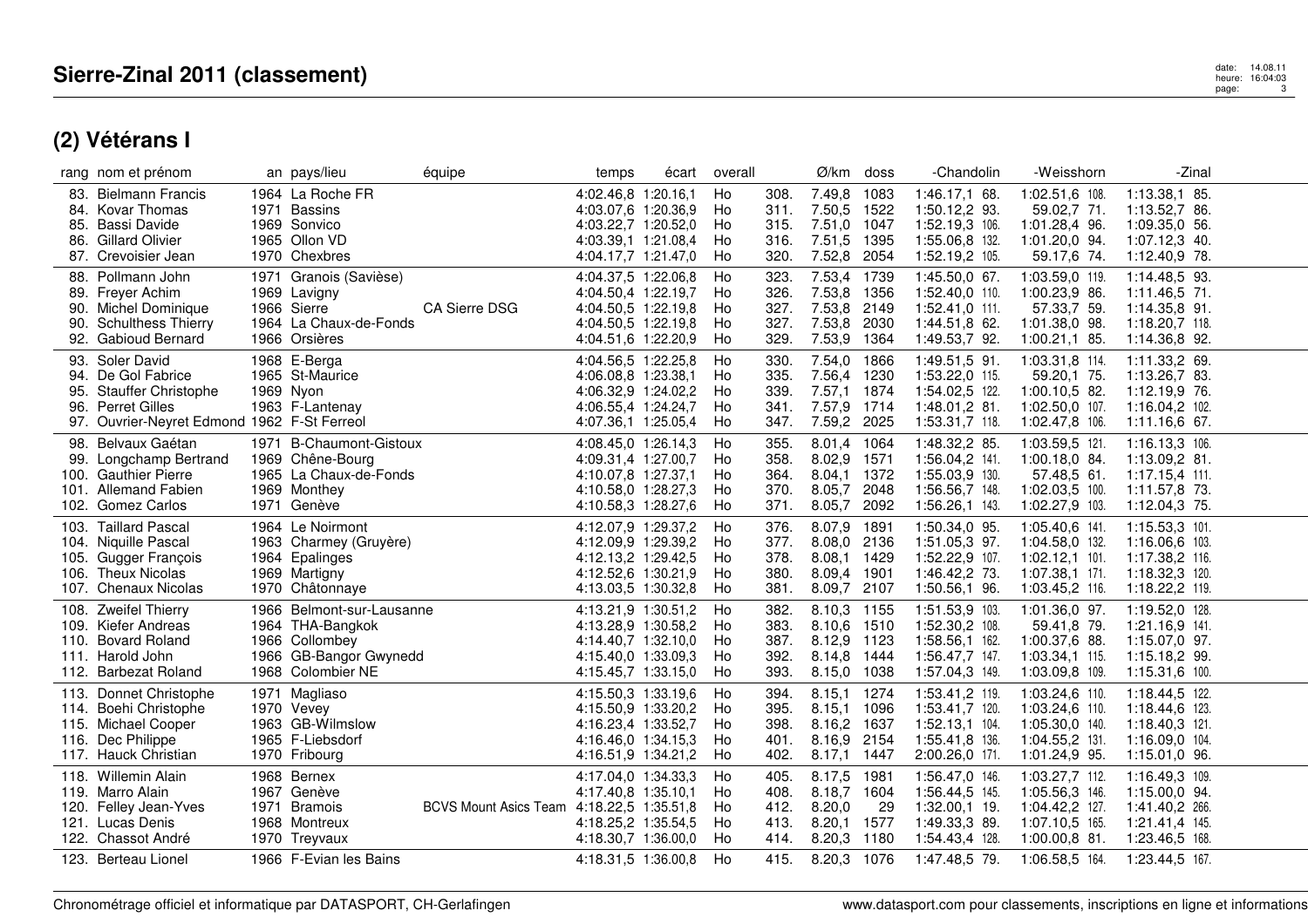# Sierre-Zinal 2011 (classement)

## (2) Vétérans I

| rang | nom et prénom | an | pays/lieu | équipe | temps | écart | overall | | Ø/km | doss | -Chandolin | -Weisshorn | -Zinal |
|---|---|---|---|---|---|---|---|---|---|---|---|---|---|
| 83. | Bielmann Francis | 1964 | La Roche FR | | 4:02.46,8 | 1:20.16,1 | Ho | 308. | 7.49,8 | 1083 | 1:46.17,1 68. | 1:02.51,6 108. | 1:13.38,1 85. |
| 84. | Kovar Thomas | 1971 | Bassins | | 4:03.07,6 | 1:20.36,9 | Ho | 311. | 7.50,5 | 1522 | 1:50.12,2 93. | 59.02,7 71. | 1:13.52,7 86. |
| 85. | Bassi Davide | 1969 | Sonvico | | 4:03.22,7 | 1:20.52,0 | Ho | 315. | 7.51,0 | 1047 | 1:52.19,3 106. | 1:01.28,4 96. | 1:09.35,0 56. |
| 86. | Gillard Olivier | 1965 | Ollon VD | | 4:03.39,1 | 1:21.08,4 | Ho | 316. | 7.51,5 | 1395 | 1:55.06,8 132. | 1:01.20,0 94. | 1:07.12,3 40. |
| 87. | Crevoisier Jean | 1970 | Chexbres | | 4:04.17,7 | 1:21.47,0 | Ho | 320. | 7.52,8 | 2054 | 1:52.19,2 105. | 59.17,6 74. | 1:12.40,9 78. |
| 88. | Pollmann John | 1971 | Granois (Savièse) | | 4:04.37,5 | 1:22.06,8 | Ho | 323. | 7.53,4 | 1739 | 1:45.50,0 67. | 1:03.59,0 119. | 1:14.48,5 93. |
| 89. | Freyer Achim | 1969 | Lavigny | | 4:04.50,4 | 1:22.19,7 | Ho | 326. | 7.53,8 | 1356 | 1:52.40,0 110. | 1:00.23,9 86. | 1:11.46,5 71. |
| 90. | Michel Dominique | 1966 | Sierre | CA Sierre DSG | 4:04.50,5 | 1:22.19,8 | Ho | 327. | 7.53,8 | 2149 | 1:52.41,0 111. | 57.33,7 59. | 1:14.35,8 91. |
| 90. | Schulthess Thierry | 1964 | La Chaux-de-Fonds | | 4:04.50,5 | 1:22.19,8 | Ho | 327. | 7.53,8 | 2030 | 1:44.51,8 62. | 1:01.38,0 98. | 1:18.20,7 118. |
| 92. | Gabioud Bernard | 1966 | Orsières | | 4:04.51,6 | 1:22.20,9 | Ho | 329. | 7.53,9 | 1364 | 1:49.53,7 92. | 1:00.21,1 85. | 1:14.36,8 92. |
| 93. | Soler David | 1968 | E-Berga | | 4:04.56,5 | 1:22.25,8 | Ho | 330. | 7.54,0 | 1866 | 1:49.51,5 91. | 1:03.31,8 114. | 1:11.33,2 69. |
| 94. | De Gol Fabrice | 1965 | St-Maurice | | 4:06.08,8 | 1:23.38,1 | Ho | 335. | 7.56,4 | 1230 | 1:53.22,0 115. | 59.20,1 75. | 1:13.26,7 83. |
| 95. | Stauffer Christophe | 1969 | Nyon | | 4:06.32,9 | 1:24.02,2 | Ho | 339. | 7.57,1 | 1874 | 1:54.02,5 122. | 1:00.10,5 82. | 1:12.19,9 76. |
| 96. | Perret Gilles | 1963 | F-Lantenay | | 4:06.55,4 | 1:24.24,7 | Ho | 341. | 7.57,9 | 1714 | 1:48.01,2 81. | 1:02.50,0 107. | 1:16.04,2 102. |
| 97. | Ouvrier-Neyret Edmond | 1962 | F-St Ferreol | | 4:07.36,1 | 1:25.05,4 | Ho | 347. | 7.59,2 | 2025 | 1:53.31,7 118. | 1:02.47,8 106. | 1:11.16,6 67. |
| 98. | Belvaux Gaétan | 1971 | B-Chaumont-Gistoux | | 4:08.45,0 | 1:26.14,3 | Ho | 355. | 8.01,4 | 1064 | 1:48.32,2 85. | 1:03.59,5 121. | 1:16.13,3 106. |
| 99. | Longchamp Bertrand | 1969 | Chêne-Bourg | | 4:09.31,4 | 1:27.00,7 | Ho | 358. | 8.02,9 | 1571 | 1:56.04,2 141. | 1:00.18,0 84. | 1:13.09,2 81. |
| 100. | Gauthier Pierre | 1965 | La Chaux-de-Fonds | | 4:10.07,8 | 1:27.37,1 | Ho | 364. | 8.04,1 | 1372 | 1:55.03,9 130. | 57.48,5 61. | 1:17.15,4 111. |
| 101. | Allemand Fabien | 1969 | Monthey | | 4:10.58,0 | 1:28.27,3 | Ho | 370. | 8.05,7 | 2048 | 1:56.56,7 148. | 1:02.03,5 100. | 1:11.57,8 73. |
| 102. | Gomez Carlos | 1971 | Genève | | 4:10.58,3 | 1:28.27,6 | Ho | 371. | 8.05,7 | 2092 | 1:56.26,1 143. | 1:02.27,9 103. | 1:12.04,3 75. |
| 103. | Taillard Pascal | 1964 | Le Noirmont | | 4:12.07,9 | 1:29.37,2 | Ho | 376. | 8.07,9 | 1891 | 1:50.34,0 95. | 1:05.40,6 141. | 1:15.53,3 101. |
| 104. | Niquille Pascal | 1963 | Charmey (Gruyère) | | 4:12.09,9 | 1:29.39,2 | Ho | 377. | 8.08,0 | 2136 | 1:51.05,3 97. | 1:04.58,0 132. | 1:16.06,6 103. |
| 105. | Gugger François | 1964 | Epalinges | | 4:12.13,2 | 1:29.42,5 | Ho | 378. | 8.08,1 | 1429 | 1:52.22,9 107. | 1:02.12,1 101. | 1:17.38,2 116. |
| 106. | Theux Nicolas | 1969 | Martigny | | 4:12.52,6 | 1:30.21,9 | Ho | 380. | 8.09,4 | 1901 | 1:46.42,2 73. | 1:07.38,1 171. | 1:18.32,3 120. |
| 107. | Chenaux Nicolas | 1970 | Châtonnaye | | 4:13.03,5 | 1:30.32,8 | Ho | 381. | 8.09,7 | 2107 | 1:50.56,1 96. | 1:03.45,2 116. | 1:18.22,2 119. |
| 108. | Zweifel Thierry | 1966 | Belmont-sur-Lausanne | | 4:13.21,9 | 1:30.51,2 | Ho | 382. | 8.10,3 | 1155 | 1:51.53,9 103. | 1:01.36,0 97. | 1:19.52,0 128. |
| 109. | Kiefer Andreas | 1964 | THA-Bangkok | | 4:13.28,9 | 1:30.58,2 | Ho | 383. | 8.10,6 | 1510 | 1:52.30,2 108. | 59.41,8 79. | 1:21.16,9 141. |
| 110. | Bovard Roland | 1966 | Collombey | | 4:14.40,7 | 1:32.10,0 | Ho | 387. | 8.12,9 | 1123 | 1:58.56,1 162. | 1:00.37,6 88. | 1:15.07,0 97. |
| 111. | Harold John | 1966 | GB-Bangor Gwynedd | | 4:15.40,0 | 1:33.09,3 | Ho | 392. | 8.14,8 | 1444 | 1:56.47,7 147. | 1:03.34,1 115. | 1:15.18,2 99. |
| 112. | Barbezat Roland | 1968 | Colombier NE | | 4:15.45,7 | 1:33.15,0 | Ho | 393. | 8.15,0 | 1038 | 1:57.04,3 149. | 1:03.09,8 109. | 1:15.31,6 100. |
| 113. | Donnet Christophe | 1971 | Magliaso | | 4:15.50,3 | 1:33.19,6 | Ho | 394. | 8.15,1 | 1274 | 1:53.41,2 119. | 1:03.24,6 110. | 1:18.44,5 122. |
| 114. | Boehi Christophe | 1970 | Vevey | | 4:15.50,9 | 1:33.20,2 | Ho | 395. | 8.15,1 | 1096 | 1:53.41,7 120. | 1:03.24,6 110. | 1:18.44,6 123. |
| 115. | Michael Cooper | 1963 | GB-Wilmslow | | 4:16.23,4 | 1:33.52,7 | Ho | 398. | 8.16,2 | 1637 | 1:52.13,1 104. | 1:05.30,0 140. | 1:18.40,3 121. |
| 116. | Dec Philippe | 1965 | F-Liebsdorf | | 4:16.46,0 | 1:34.15,3 | Ho | 401. | 8.16,9 | 2154 | 1:55.41,8 136. | 1:04.55,2 131. | 1:16.09,0 104. |
| 117. | Hauck Christian | 1970 | Fribourg | | 4:16.51,9 | 1:34.21,2 | Ho | 402. | 8.17,1 | 1447 | 2:00.26,0 171. | 1:01.24,9 95. | 1:15.01,0 96. |
| 118. | Willemin Alain | 1968 | Bernex | | 4:17.04,0 | 1:34.33,3 | Ho | 405. | 8.17,5 | 1981 | 1:56.47,0 146. | 1:03.27,7 112. | 1:16.49,3 109. |
| 119. | Marro Alain | 1967 | Genève | | 4:17.40,8 | 1:35.10,1 | Ho | 408. | 8.18,7 | 1604 | 1:56.44,5 145. | 1:05.56,3 146. | 1:15.00,0 94. |
| 120. | Felley Jean-Yves | 1971 | Bramois | BCVS Mount Asics Team | 4:18.22,5 | 1:35.51,8 | Ho | 412. | 8.20,0 | 29 | 1:32.00,1 19. | 1:04.42,2 127. | 1:41.40,2 266. |
| 121. | Lucas Denis | 1968 | Montreux | | 4:18.25,2 | 1:35.54,5 | Ho | 413. | 8.20,1 | 1577 | 1:49.33,3 89. | 1:07.10,5 165. | 1:21.41,4 145. |
| 122. | Chassot André | 1970 | Treyvaux | | 4:18.30,7 | 1:36.00,0 | Ho | 414. | 8.20,3 | 1180 | 1:54.43,4 128. | 1:00.00,8 81. | 1:23.46,5 168. |
| 123. | Berteau Lionel | 1966 | F-Evian les Bains | | 4:18.31,5 | 1:36.00,8 | Ho | 415. | 8.20,3 | 1076 | 1:47.48,5 79. | 1:06.58,5 164. | 1:23.44,5 167. |

Chronométrage officiel et informatique par DATASPORT, CH-Gerlafingen — www.datasport.com pour classements, inscriptions en ligne et informations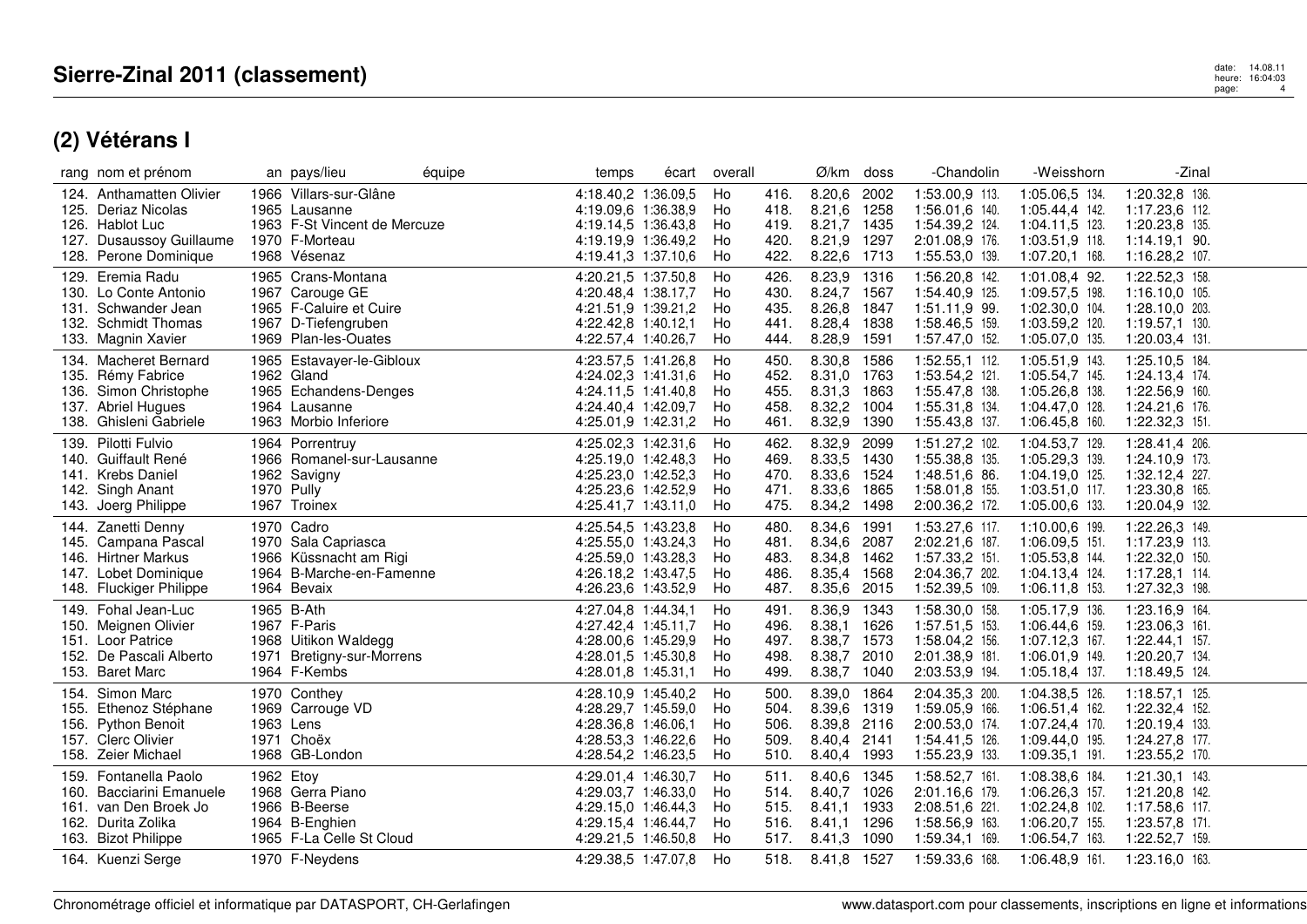# Sierre-Zinal 2011 (classement)

## (2) Vétérans I

| rang | nom et prénom | an | pays/lieu | équipe | temps | écart | overall | | Ø/km | doss | -Chandolin | | -Weisshorn | | -Zinal | |
|---|---|---|---|---|---|---|---|---|---|---|---|---|---|---|---|---|
| 124. | Anthamatten Olivier | 1966 | Villars-sur-Glâne | | 4:18.40,2 | 1:36.09,5 | Ho | 416. | 8.20,6 | 2002 | 1:53.00,9 | 113. | 1:05.06,5 | 134. | 1:20.32,8 | 136. |
| 125. | Deriaz Nicolas | 1965 | Lausanne | | 4:19.09,6 | 1:36.38,9 | Ho | 418. | 8.21,6 | 1258 | 1:56.01,6 | 140. | 1:05.44,4 | 142. | 1:17.23,6 | 112. |
| 126. | Hablot Luc | 1963 | F-St Vincent de Mercuze | | 4:19.14,5 | 1:36.43,8 | Ho | 419. | 8.21,7 | 1435 | 1:54.39,2 | 124. | 1:04.11,5 | 123. | 1:20.23,8 | 135. |
| 127. | Dusaussoy Guillaume | 1970 | F-Morteau | | 4:19.19,9 | 1:36.49,2 | Ho | 420. | 8.21,9 | 1297 | 2:01.08,9 | 176. | 1:03.51,9 | 118. | 1:14.19,1 | 90. |
| 128. | Perone Dominique | 1968 | Vésenaz | | 4:19.41,3 | 1:37.10,6 | Ho | 422. | 8.22,6 | 1713 | 1:55.53,0 | 139. | 1:07.20,1 | 168. | 1:16.28,2 | 107. |
| 129. | Eremia Radu | 1965 | Crans-Montana | | 4:20.21,5 | 1:37.50,8 | Ho | 426. | 8.23,9 | 1316 | 1:56.20,8 | 142. | 1:01.08,4 | 92. | 1:22.52,3 | 158. |
| 130. | Lo Conte Antonio | 1967 | Carouge GE | | 4:20.48,4 | 1:38.17,7 | Ho | 430. | 8.24,7 | 1567 | 1:54.40,9 | 125. | 1:09.57,5 | 198. | 1:16.10,0 | 105. |
| 131. | Schwander Jean | 1965 | F-Caluire et Cuire | | 4:21.51,9 | 1:39.21,2 | Ho | 435. | 8.26,8 | 1847 | 1:51.11,9 | 99. | 1:02.30,0 | 104. | 1:28.10,0 | 203. |
| 132. | Schmidt Thomas | 1967 | D-Tiefengruben | | 4:22.42,8 | 1:40.12,1 | Ho | 441. | 8.28,4 | 1838 | 1:58.46,5 | 159. | 1:03.59,2 | 120. | 1:19.57,1 | 130. |
| 133. | Magnin Xavier | 1969 | Plan-les-Ouates | | 4:22.57,4 | 1:40.26,7 | Ho | 444. | 8.28,9 | 1591 | 1:57.47,0 | 152. | 1:05.07,0 | 135. | 1:20.03,4 | 131. |
| 134. | Macheret Bernard | 1965 | Estavayer-le-Gibloux | | 4:23.57,5 | 1:41.26,8 | Ho | 450. | 8.30,8 | 1586 | 1:52.55,1 | 112. | 1:05.51,9 | 143. | 1:25.10,5 | 184. |
| 135. | Rémy Fabrice | 1962 | Gland | | 4:24.02,3 | 1:41.31,6 | Ho | 452. | 8.31,0 | 1763 | 1:53.54,2 | 121. | 1:05.54,7 | 145. | 1:24.13,4 | 174. |
| 136. | Simon Christophe | 1965 | Echandens-Denges | | 4:24.11,5 | 1:41.40,8 | Ho | 455. | 8.31,3 | 1863 | 1:55.47,8 | 138. | 1:05.26,8 | 138. | 1:22.56,9 | 160. |
| 137. | Abriel Hugues | 1964 | Lausanne | | 4:24.40,4 | 1:42.09,7 | Ho | 458. | 8.32,2 | 1004 | 1:55.31,8 | 134. | 1:04.47,0 | 128. | 1:24.21,6 | 176. |
| 138. | Ghisleni Gabriele | 1963 | Morbio Inferiore | | 4:25.01,9 | 1:42.31,2 | Ho | 461. | 8.32,9 | 1390 | 1:55.43,8 | 137. | 1:06.45,8 | 160. | 1:22.32,3 | 151. |
| 139. | Pilotti Fulvio | 1964 | Porrentruy | | 4:25.02,3 | 1:42.31,6 | Ho | 462. | 8.32,9 | 2099 | 1:51.27,2 | 102. | 1:04.53,7 | 129. | 1:28.41,4 | 206. |
| 140. | Guiffault René | 1966 | Romanel-sur-Lausanne | | 4:25.19,0 | 1:42.48,3 | Ho | 469. | 8.33,5 | 1430 | 1:55.38,8 | 135. | 1:05.29,3 | 139. | 1:24.10,9 | 173. |
| 141. | Krebs Daniel | 1962 | Savigny | | 4:25.23,0 | 1:42.52,3 | Ho | 470. | 8.33,6 | 1524 | 1:48.51,6 | 86. | 1:04.19,0 | 125. | 1:32.12,4 | 227. |
| 142. | Singh Anant | 1970 | Pully | | 4:25.23,6 | 1:42.52,9 | Ho | 471. | 8.33,6 | 1865 | 1:58.01,8 | 155. | 1:03.51,0 | 117. | 1:23.30,8 | 165. |
| 143. | Joerg Philippe | 1967 | Troinex | | 4:25.41,7 | 1:43.11,0 | Ho | 475. | 8.34,2 | 1498 | 2:00.36,2 | 172. | 1:05.00,6 | 133. | 1:20.04,9 | 132. |
| 144. | Zanetti Denny | 1970 | Cadro | | 4:25.54,5 | 1:43.23,8 | Ho | 480. | 8.34,6 | 1991 | 1:53.27,6 | 117. | 1:10.00,6 | 199. | 1:22.26,3 | 149. |
| 145. | Campana Pascal | 1970 | Sala Capriasca | | 4:25.55,0 | 1:43.24,3 | Ho | 481. | 8.34,6 | 2087 | 2:02.21,6 | 187. | 1:06.09,5 | 151. | 1:17.23,9 | 113. |
| 146. | Hirtner Markus | 1966 | Küssnacht am Rigi | | 4:25.59,0 | 1:43.28,3 | Ho | 483. | 8.34,8 | 1462 | 1:57.33,2 | 151. | 1:05.53,8 | 144. | 1:22.32,0 | 150. |
| 147. | Lobet Dominique | 1964 | B-Marche-en-Famenne | | 4:26.18,2 | 1:43.47,5 | Ho | 486. | 8.35,4 | 1568 | 2:04.36,7 | 202. | 1:04.13,4 | 124. | 1:17.28,1 | 114. |
| 148. | Fluckiger Philippe | 1964 | Bevaix | | 4:26.23,6 | 1:43.52,9 | Ho | 487. | 8.35,6 | 2015 | 1:52.39,5 | 109. | 1:06.11,8 | 153. | 1:27.32,3 | 198. |
| 149. | Fohal Jean-Luc | 1965 | B-Ath | | 4:27.04,8 | 1:44.34,1 | Ho | 491. | 8.36,9 | 1343 | 1:58.30,0 | 158. | 1:05.17,9 | 136. | 1:23.16,9 | 164. |
| 150. | Meignen Olivier | 1967 | F-Paris | | 4:27.42,4 | 1:45.11,7 | Ho | 496. | 8.38,1 | 1626 | 1:57.51,5 | 153. | 1:06.44,6 | 159. | 1:23.06,3 | 161. |
| 151. | Loor Patrice | 1968 | Uitikon Waldegg | | 4:28.00,6 | 1:45.29,9 | Ho | 497. | 8.38,7 | 1573 | 1:58.04,2 | 156. | 1:07.12,3 | 167. | 1:22.44,1 | 157. |
| 152. | De Pascali Alberto | 1971 | Bretigny-sur-Morrens | | 4:28.01,5 | 1:45.30,8 | Ho | 498. | 8.38,7 | 2010 | 2:01.38,9 | 181. | 1:06.01,9 | 149. | 1:20.20,7 | 134. |
| 153. | Baret Marc | 1964 | F-Kembs | | 4:28.01,8 | 1:45.31,1 | Ho | 499. | 8.38,7 | 1040 | 2:03.53,9 | 194. | 1:05.18,4 | 137. | 1:18.49,5 | 124. |
| 154. | Simon Marc | 1970 | Conthey | | 4:28.10,9 | 1:45.40,2 | Ho | 500. | 8.39,0 | 1864 | 2:04.35,3 | 200. | 1:04.38,5 | 126. | 1:18.57,1 | 125. |
| 155. | Ethenoz Stéphane | 1969 | Carrouge VD | | 4:28.29,7 | 1:45.59,0 | Ho | 504. | 8.39,6 | 1319 | 1:59.05,9 | 166. | 1:06.51,4 | 162. | 1:22.32,4 | 152. |
| 156. | Python Benoit | 1963 | Lens | | 4:28.36,8 | 1:46.06,1 | Ho | 506. | 8.39,8 | 2116 | 2:00.53,0 | 174. | 1:07.24,4 | 170. | 1:20.19,4 | 133. |
| 157. | Clerc Olivier | 1971 | Choëx | | 4:28.53,3 | 1:46.22,6 | Ho | 509. | 8.40,4 | 2141 | 1:54.41,5 | 126. | 1:09.44,0 | 195. | 1:24.27,8 | 177. |
| 158. | Zeier Michael | 1968 | GB-London | | 4:28.54,2 | 1:46.23,5 | Ho | 510. | 8.40,4 | 1993 | 1:55.23,9 | 133. | 1:09.35,1 | 191. | 1:23.55,2 | 170. |
| 159. | Fontanella Paolo | 1962 | Etoy | | 4:29.01,4 | 1:46.30,7 | Ho | 511. | 8.40,6 | 1345 | 1:58.52,7 | 161. | 1:08.38,6 | 184. | 1:21.30,1 | 143. |
| 160. | Bacciarini Emanuele | 1968 | Gerra Piano | | 4:29.03,7 | 1:46.33,0 | Ho | 514. | 8.40,7 | 1026 | 2:01.16,6 | 179. | 1:06.26,3 | 157. | 1:21.20,8 | 142. |
| 161. | van Den Broek Jo | 1966 | B-Beerse | | 4:29.15,0 | 1:46.44,3 | Ho | 515. | 8.41,1 | 1933 | 2:08.51,6 | 221. | 1:02.24,8 | 102. | 1:17.58,6 | 117. |
| 162. | Durita Zolika | 1964 | B-Enghien | | 4:29.15,4 | 1:46.44,7 | Ho | 516. | 8.41,1 | 1296 | 1:58.56,9 | 163. | 1:06.20,7 | 155. | 1:23.57,8 | 171. |
| 163. | Bizot Philippe | 1965 | F-La Celle St Cloud | | 4:29.21,5 | 1:46.50,8 | Ho | 517. | 8.41,3 | 1090 | 1:59.34,1 | 169. | 1:06.54,7 | 163. | 1:22.52,7 | 159. |
| 164. | Kuenzi Serge | 1970 | F-Neydens | | 4:29.38,5 | 1:47.07,8 | Ho | 518. | 8.41,8 | 1527 | 1:59.33,6 | 168. | 1:06.48,9 | 161. | 1:23.16,0 | 163. |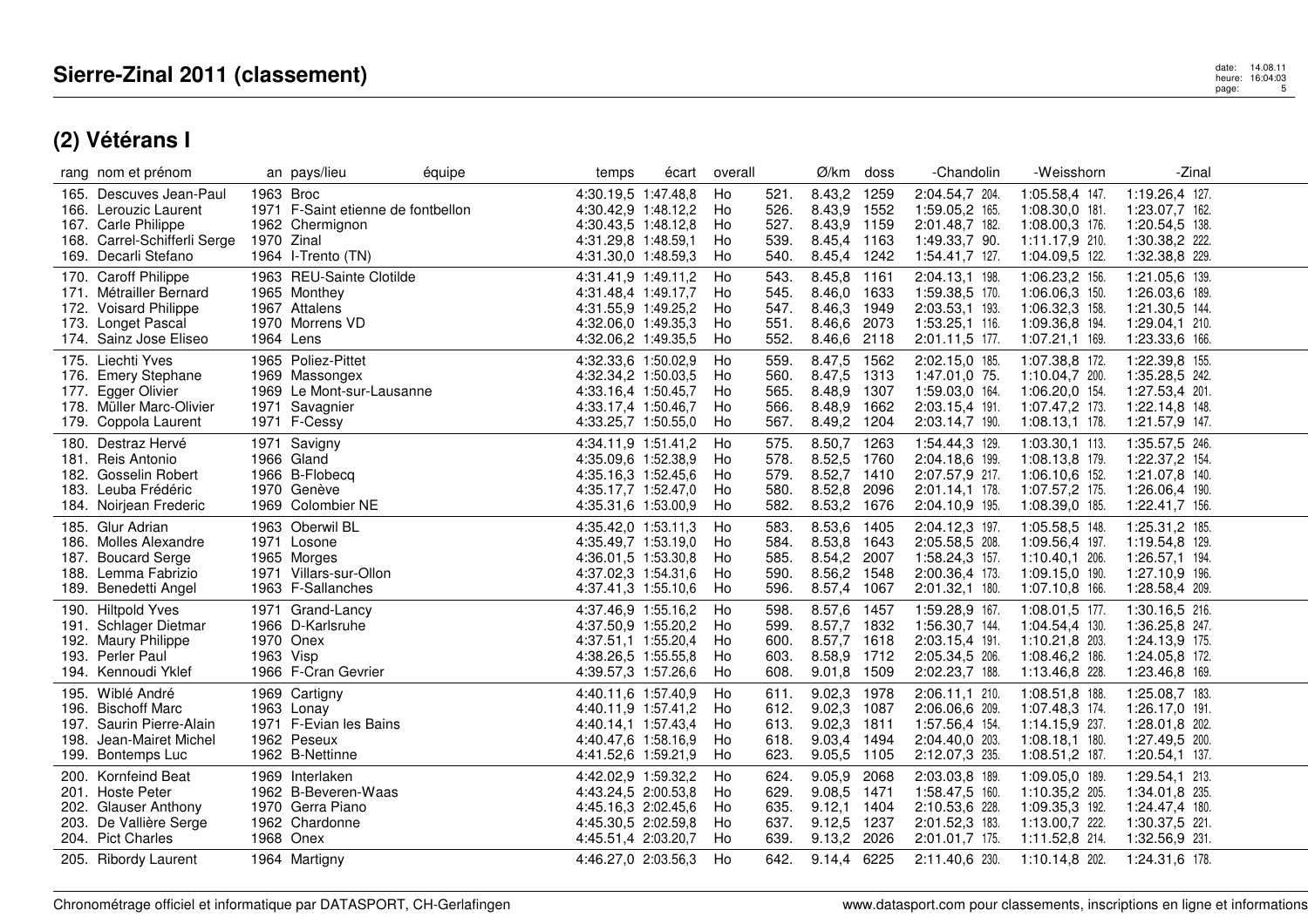# Sierre-Zinal 2011 (classement)

## (2) Vétérans I

| rang | nom et prénom | an | pays/lieu | équipe | temps | écart | overall | | Ø/km | doss | -Chandolin | -Weisshorn | -Zinal |
|---|---|---|---|---|---|---|---|---|---|---|---|---|---|
| 165. | Descuves Jean-Paul | 1963 | Broc | | 4:30.19,5 | 1:47.48,8 | Ho | 521. | 8.43,2 | 1259 | 2:04.54,7 204. | 1:05.58,4 147. | 1:19.26,4 127. |
| 166. | Lerouzic Laurent | 1971 | F-Saint etienne de fontbellon | | 4:30.42,9 | 1:48.12,2 | Ho | 526. | 8.43,9 | 1552 | 1:59.05,2 165. | 1:08.30,0 181. | 1:23.07,7 162. |
| 167. | Carle Philippe | 1962 | Chermignon | | 4:30.43,5 | 1:48.12,8 | Ho | 527. | 8.43,9 | 1159 | 2:01.48,7 182. | 1:08.00,3 176. | 1:20.54,5 138. |
| 168. | Carrel-Schifferli Serge | 1970 | Zinal | | 4:31.29,8 | 1:48.59,1 | Ho | 539. | 8.45,4 | 1163 | 1:49.33,7 90. | 1:11.17,9 210. | 1:30.38,2 222. |
| 169. | Decarli Stefano | 1964 | I-Trento (TN) | | 4:31.30,0 | 1:48.59,3 | Ho | 540. | 8.45,4 | 1242 | 1:54.41,7 127. | 1:04.09,5 122. | 1:32.38,8 229. |
| 170. | Caroff Philippe | 1963 | REU-Sainte Clotilde | | 4:31.41,9 | 1:49.11,2 | Ho | 543. | 8.45,8 | 1161 | 2:04.13,1 198. | 1:06.23,2 156. | 1:21.05,6 139. |
| 171. | Métrailler Bernard | 1965 | Monthey | | 4:31.48,4 | 1:49.17,7 | Ho | 545. | 8.46,0 | 1633 | 1:59.38,5 170. | 1:06.06,3 150. | 1:26.03,6 189. |
| 172. | Voisard Philippe | 1967 | Attalens | | 4:31.55,9 | 1:49.25,2 | Ho | 547. | 8.46,3 | 1949 | 2:03.53,1 193. | 1:06.32,3 158. | 1:21.30,5 144. |
| 173. | Longet Pascal | 1970 | Morrens VD | | 4:32.06,0 | 1:49.35,3 | Ho | 551. | 8.46,6 | 2073 | 1:53.25,1 116. | 1:09.36,8 194. | 1:29.04,1 210. |
| 174. | Sainz Jose Eliseo | 1964 | Lens | | 4:32.06,2 | 1:49.35,5 | Ho | 552. | 8.46,6 | 2118 | 2:01.11,5 177. | 1:07.21,1 169. | 1:23.33,6 166. |
| 175. | Liechti Yves | 1965 | Poliez-Pittet | | 4:32.33,6 | 1:50.02,9 | Ho | 559. | 8.47,5 | 1562 | 2:02.15,0 185. | 1:07.38,8 172. | 1:22.39,8 155. |
| 176. | Emery Stephane | 1969 | Massongex | | 4:32.34,2 | 1:50.03,5 | Ho | 560. | 8.47,5 | 1313 | 1:47.01,0 75. | 1:10.04,7 200. | 1:35.28,5 242. |
| 177. | Egger Olivier | 1969 | Le Mont-sur-Lausanne | | 4:33.16,4 | 1:50.45,7 | Ho | 565. | 8.48,9 | 1307 | 1:59.03,0 164. | 1:06.20,0 154. | 1:27.53,4 201. |
| 178. | Müller Marc-Olivier | 1971 | Savagnier | | 4:33.17,4 | 1:50.46,7 | Ho | 566. | 8.48,9 | 1662 | 2:03.15,4 191. | 1:07.47,2 173. | 1:22.14,8 148. |
| 179. | Coppola Laurent | 1971 | F-Cessy | | 4:33.25,7 | 1:50.55,0 | Ho | 567. | 8.49,2 | 1204 | 2:03.14,7 190. | 1:08.13,1 178. | 1:21.57,9 147. |
| 180. | Destraz Hervé | 1971 | Savigny | | 4:34.11,9 | 1:51.41,2 | Ho | 575. | 8.50,7 | 1263 | 1:54.44,3 129. | 1:03.30,1 113. | 1:35.57,5 246. |
| 181. | Reis Antonio | 1966 | Gland | | 4:35.09,6 | 1:52.38,9 | Ho | 578. | 8.52,5 | 1760 | 2:04.18,6 199. | 1:08.13,8 179. | 1:22.37,2 154. |
| 182. | Gosselin Robert | 1966 | B-Flobecq | | 4:35.16,3 | 1:52.45,6 | Ho | 579. | 8.52,7 | 1410 | 2:07.57,9 217. | 1:06.10,6 152. | 1:21.07,8 140. |
| 183. | Leuba Frédéric | 1970 | Genève | | 4:35.17,7 | 1:52.47,0 | Ho | 580. | 8.52,8 | 2096 | 2:01.14,1 178. | 1:07.57,2 175. | 1:26.06,4 190. |
| 184. | Noirjean Frederic | 1969 | Colombier NE | | 4:35.31,6 | 1:53.00,9 | Ho | 582. | 8.53,2 | 1676 | 2:04.10,9 195. | 1:08.39,0 185. | 1:22.41,7 156. |
| 185. | Glur Adrian | 1963 | Oberwil BL | | 4:35.42,0 | 1:53.11,3 | Ho | 583. | 8.53,6 | 1405 | 2:04.12,3 197. | 1:05.58,5 148. | 1:25.31,2 185. |
| 186. | Molles Alexandre | 1971 | Losone | | 4:35.49,7 | 1:53.19,0 | Ho | 584. | 8.53,8 | 1643 | 2:05.58,5 208. | 1:09.56,4 197. | 1:19.54,8 129. |
| 187. | Boucard Serge | 1965 | Morges | | 4:36.01,5 | 1:53.30,8 | Ho | 585. | 8.54,2 | 2007 | 1:58.24,3 157. | 1:10.40,1 206. | 1:26.57,1 194. |
| 188. | Lemma Fabrizio | 1971 | Villars-sur-Ollon | | 4:37.02,3 | 1:54.31,6 | Ho | 590. | 8.56,2 | 1548 | 2:00.36,4 173. | 1:09.15,0 190. | 1:27.10,9 196. |
| 189. | Benedetti Angel | 1963 | F-Sallanches | | 4:37.41,3 | 1:55.10,6 | Ho | 596. | 8.57,4 | 1067 | 2:01.32,1 180. | 1:07.10,8 166. | 1:28.58,4 209. |
| 190. | Hiltpold Yves | 1971 | Grand-Lancy | | 4:37.46,9 | 1:55.16,2 | Ho | 598. | 8.57,6 | 1457 | 1:59.28,9 167. | 1:08.01,5 177. | 1:30.16,5 216. |
| 191. | Schlager Dietmar | 1966 | D-Karlsruhe | | 4:37.50,9 | 1:55.20,2 | Ho | 599. | 8.57,7 | 1832 | 1:56.30,7 144. | 1:04.54,4 130. | 1:36.25,8 247. |
| 192. | Maury Philippe | 1970 | Onex | | 4:37.51,1 | 1:55.20,4 | Ho | 600. | 8.57,7 | 1618 | 2:03.15,4 191. | 1:10.21,8 203. | 1:24.13,9 175. |
| 193. | Perler Paul | 1963 | Visp | | 4:38.26,5 | 1:55.55,8 | Ho | 603. | 8.58,9 | 1712 | 2:05.34,5 206. | 1:08.46,2 186. | 1:24.05,8 172. |
| 194. | Kennoudi Yklef | 1966 | F-Cran Gevrier | | 4:39.57,3 | 1:57.26,6 | Ho | 608. | 9.01,8 | 1509 | 2:02.23,7 188. | 1:13.46,8 228. | 1:23.46,8 169. |
| 195. | Wiblé André | 1969 | Cartigny | | 4:40.11,6 | 1:57.40,9 | Ho | 611. | 9.02,3 | 1978 | 2:06.11,1 210. | 1:08.51,8 188. | 1:25.08,7 183. |
| 196. | Bischoff Marc | 1963 | Lonay | | 4:40.11,9 | 1:57.41,2 | Ho | 612. | 9.02,3 | 1087 | 2:06.06,6 209. | 1:07.48,3 174. | 1:26.17,0 191. |
| 197. | Saurin Pierre-Alain | 1971 | F-Evian les Bains | | 4:40.14,1 | 1:57.43,4 | Ho | 613. | 9.02,3 | 1811 | 1:57.56,4 154. | 1:14.15,9 237. | 1:28.01,8 202. |
| 198. | Jean-Mairet Michel | 1962 | Peseux | | 4:40.47,6 | 1:58.16,9 | Ho | 618. | 9.03,4 | 1494 | 2:04.40,0 203. | 1:08.18,1 180. | 1:27.49,5 200. |
| 199. | Bontemps Luc | 1962 | B-Nettinne | | 4:41.52,6 | 1:59.21,9 | Ho | 623. | 9.05,5 | 1105 | 2:12.07,3 235. | 1:08.51,2 187. | 1:20.54,1 137. |
| 200. | Kornfeind Beat | 1969 | Interlaken | | 4:42.02,9 | 1:59.32,2 | Ho | 624. | 9.05,9 | 2068 | 2:03.03,8 189. | 1:09.05,0 189. | 1:29.54,1 213. |
| 201. | Hoste Peter | 1962 | B-Beveren-Waas | | 4:43.24,5 | 2:00.53,8 | Ho | 629. | 9.08,5 | 1471 | 1:58.47,5 160. | 1:10.35,2 205. | 1:34.01,8 235. |
| 202. | Glauser Anthony | 1970 | Gerra Piano | | 4:45.16,3 | 2:02.45,6 | Ho | 635. | 9.12,1 | 1404 | 2:10.53,6 228. | 1:09.35,3 192. | 1:24.47,4 180. |
| 203. | De Vallière Serge | 1962 | Chardonne | | 4:45.30,5 | 2:02.59,8 | Ho | 637. | 9.12,5 | 1237 | 2:01.52,3 183. | 1:13.00,7 222. | 1:30.37,5 221. |
| 204. | Pict Charles | 1968 | Onex | | 4:45.51,4 | 2:03.20,7 | Ho | 639. | 9.13,2 | 2026 | 2:01.01,7 175. | 1:11.52,8 214. | 1:32.56,9 231. |
| 205. | Ribordy Laurent | 1964 | Martigny | | 4:46.27,0 | 2:03.56,3 | Ho | 642. | 9.14,4 | 6225 | 2:11.40,6 230. | 1:10.14,8 202. | 1:24.31,6 178. |

Chronométrage officiel et informatique par DATASPORT, CH-Gerlafingen — www.datasport.com pour classements, inscriptions en ligne et informations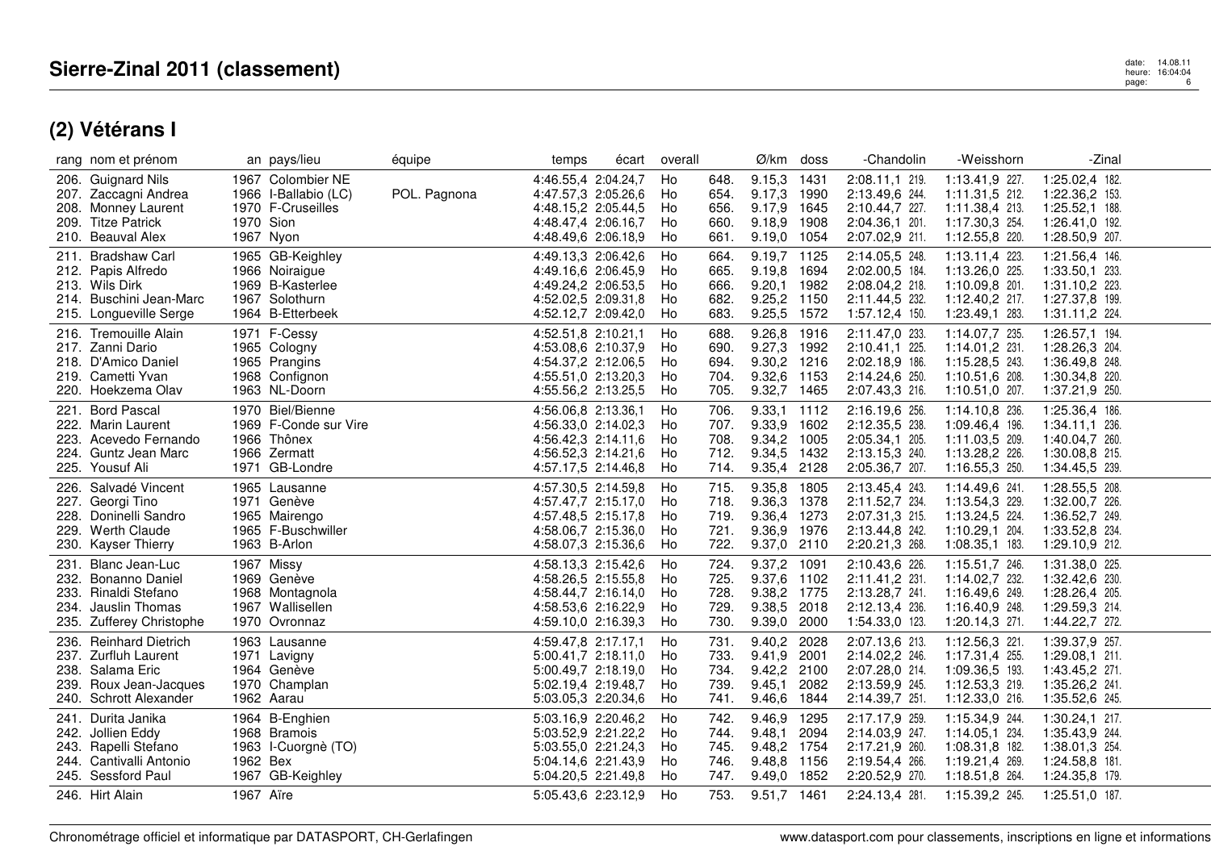# Sierre-Zinal 2011 (classement)

## (2) Vétérans I

| rang | nom et prénom | an | pays/lieu | équipe | temps | écart | overall | | Ø/km | doss | -Chandolin | | -Weisshorn | | -Zinal | |
|---|---|---|---|---|---|---|---|---|---|---|---|---|---|---|---|---|
| 206. | Guignard Nils | 1967 | Colombier NE | | 4:46.55,4 | 2:04.24,7 | Ho | 648. | 9.15,3 | 1431 | 2:08.11,1 | 219. | 1:13.41,9 | 227. | 1:25.02,4 | 182. |
| 207. | Zaccagni Andrea | 1966 | I-Ballabio (LC) | POL. Pagnona | 4:47.57,3 | 2:05.26,6 | Ho | 654. | 9.17,3 | 1990 | 2:13.49,6 | 244. | 1:11.31,5 | 212. | 1:22.36,2 | 153. |
| 208. | Monney Laurent | 1970 | F-Cruseilles | | 4:48.15,2 | 2:05.44,5 | Ho | 656. | 9.17,9 | 1645 | 2:10.44,7 | 227. | 1:11.38,4 | 213. | 1:25.52,1 | 188. |
| 209. | Titze Patrick | 1970 | Sion | | 4:48.47,4 | 2:06.16,7 | Ho | 660. | 9.18,9 | 1908 | 2:04.36,1 | 201. | 1:17.30,3 | 254. | 1:26.41,0 | 192. |
| 210. | Beauval Alex | 1967 | Nyon | | 4:48.49,6 | 2:06.18,9 | Ho | 661. | 9.19,0 | 1054 | 2:07.02,9 | 211. | 1:12.55,8 | 220. | 1:28.50,9 | 207. |
| 211. | Bradshaw Carl | 1965 | GB-Keighley | | 4:49.13,3 | 2:06.42,6 | Ho | 664. | 9.19,7 | 1125 | 2:14.05,5 | 248. | 1:13.11,4 | 223. | 1:21.56,4 | 146. |
| 212. | Papis Alfredo | 1966 | Noiraigue | | 4:49.16,6 | 2:06.45,9 | Ho | 665. | 9.19,8 | 1694 | 2:02.00,5 | 184. | 1:13.26,0 | 225. | 1:33.50,1 | 233. |
| 213. | Wils Dirk | 1969 | B-Kasterlee | | 4:49.24,2 | 2:06.53,5 | Ho | 666. | 9.20,1 | 1982 | 2:08.04,2 | 218. | 1:10.09,8 | 201. | 1:31.10,2 | 223. |
| 214. | Buschini Jean-Marc | 1967 | Solothurn | | 4:52.02,5 | 2:09.31,8 | Ho | 682. | 9.25,2 | 1150 | 2:11.44,5 | 232. | 1:12.40,2 | 217. | 1:27.37,8 | 199. |
| 215. | Longueville Serge | 1964 | B-Etterbeek | | 4:52.12,7 | 2:09.42,0 | Ho | 683. | 9.25,5 | 1572 | 1:57.12,4 | 150. | 1:23.49,1 | 283. | 1:31.11,2 | 224. |
| 216. | Tremouille Alain | 1971 | F-Cessy | | 4:52.51,8 | 2:10.21,1 | Ho | 688. | 9.26,8 | 1916 | 2:11.47,0 | 233. | 1:14.07,7 | 235. | 1:26.57,1 | 194. |
| 217. | Zanni Dario | 1965 | Cologny | | 4:53.08,6 | 2:10.37,9 | Ho | 690. | 9.27,3 | 1992 | 2:10.41,1 | 225. | 1:14.01,2 | 231. | 1:28.26,3 | 204. |
| 218. | D'Amico Daniel | 1965 | Prangins | | 4:54.37,2 | 2:12.06,5 | Ho | 694. | 9.30,2 | 1216 | 2:02.18,9 | 186. | 1:15.28,5 | 243. | 1:36.49,8 | 248. |
| 219. | Cametti Yvan | 1968 | Confignon | | 4:55.51,0 | 2:13.20,3 | Ho | 704. | 9.32,6 | 1153 | 2:14.24,6 | 250. | 1:10.51,6 | 208. | 1:30.34,8 | 220. |
| 220. | Hoekzema Olav | 1963 | NL-Doorn | | 4:55.56,2 | 2:13.25,5 | Ho | 705. | 9.32,7 | 1465 | 2:07.43,3 | 216. | 1:10.51,0 | 207. | 1:37.21,9 | 250. |
| 221. | Bord Pascal | 1970 | Biel/Bienne | | 4:56.06,8 | 2:13.36,1 | Ho | 706. | 9.33,1 | 1112 | 2:16.19,6 | 256. | 1:14.10,8 | 236. | 1:25.36,4 | 186. |
| 222. | Marin Laurent | 1969 | F-Conde sur Vire | | 4:56.33,0 | 2:14.02,3 | Ho | 707. | 9.33,9 | 1602 | 2:12.35,5 | 238. | 1:09.46,4 | 196. | 1:34.11,1 | 236. |
| 223. | Acevedo Fernando | 1966 | Thônex | | 4:56.42,3 | 2:14.11,6 | Ho | 708. | 9.34,2 | 1005 | 2:05.34,1 | 205. | 1:11.03,5 | 209. | 1:40.04,7 | 260. |
| 224. | Guntz Jean Marc | 1966 | Zermatt | | 4:56.52,3 | 2:14.21,6 | Ho | 712. | 9.34,5 | 1432 | 2:13.15,3 | 240. | 1:13.28,2 | 226. | 1:30.08,8 | 215. |
| 225. | Yousuf Ali | 1971 | GB-Londre | | 4:57.17,5 | 2:14.46,8 | Ho | 714. | 9.35,4 | 2128 | 2:05.36,7 | 207. | 1:16.55,3 | 250. | 1:34.45,5 | 239. |
| 226. | Salvadé Vincent | 1965 | Lausanne | | 4:57.30,5 | 2:14.59,8 | Ho | 715. | 9.35,8 | 1805 | 2:13.45,4 | 243. | 1:14.49,6 | 241. | 1:28.55,5 | 208. |
| 227. | Georgi Tino | 1971 | Genève | | 4:57.47,7 | 2:15.17,0 | Ho | 718. | 9.36,3 | 1378 | 2:11.52,7 | 234. | 1:13.54,3 | 229. | 1:32.00,7 | 226. |
| 228. | Doninelli Sandro | 1965 | Mairengo | | 4:57.48,5 | 2:15.17,8 | Ho | 719. | 9.36,4 | 1273 | 2:07.31,3 | 215. | 1:13.24,5 | 224. | 1:36.52,7 | 249. |
| 229. | Werth Claude | 1965 | F-Buschwiller | | 4:58.06,7 | 2:15.36,0 | Ho | 721. | 9.36,9 | 1976 | 2:13.44,8 | 242. | 1:10.29,1 | 204. | 1:33.52,8 | 234. |
| 230. | Kayser Thierry | 1963 | B-Arlon | | 4:58.07,3 | 2:15.36,6 | Ho | 722. | 9.37,0 | 2110 | 2:20.21,3 | 268. | 1:08.35,1 | 183. | 1:29.10,9 | 212. |
| 231. | Blanc Jean-Luc | 1967 | Missy | | 4:58.13,3 | 2:15.42,6 | Ho | 724. | 9.37,2 | 1091 | 2:10.43,6 | 226. | 1:15.51,7 | 246. | 1:31.38,0 | 225. |
| 232. | Bonanno Daniel | 1969 | Genève | | 4:58.26,5 | 2:15.55,8 | Ho | 725. | 9.37,6 | 1102 | 2:11.41,2 | 231. | 1:14.02,7 | 232. | 1:32.42,6 | 230. |
| 233. | Rinaldi Stefano | 1968 | Montagnola | | 4:58.44,7 | 2:16.14,0 | Ho | 728. | 9.38,2 | 1775 | 2:13.28,7 | 241. | 1:16.49,6 | 249. | 1:28.26,4 | 205. |
| 234. | Jauslin Thomas | 1967 | Wallisellen | | 4:58.53,6 | 2:16.22,9 | Ho | 729. | 9.38,5 | 2018 | 2:12.13,4 | 236. | 1:16.40,9 | 248. | 1:29.59,3 | 214. |
| 235. | Zufferey Christophe | 1970 | Ovronnaz | | 4:59.10,0 | 2:16.39,3 | Ho | 730. | 9.39,0 | 2000 | 1:54.33,0 | 123. | 1:20.14,3 | 271. | 1:44.22,7 | 272. |
| 236. | Reinhard Dietrich | 1963 | Lausanne | | 4:59.47,8 | 2:17.17,1 | Ho | 731. | 9.40,2 | 2028 | 2:07.13,6 | 213. | 1:12.56,3 | 221. | 1:39.37,9 | 257. |
| 237. | Zurfluh Laurent | 1971 | Lavigny | | 5:00.41,7 | 2:18.11,0 | Ho | 733. | 9.41,9 | 2001 | 2:14.02,2 | 246. | 1:17.31,4 | 255. | 1:29.08,1 | 211. |
| 238. | Salama Eric | 1964 | Genève | | 5:00.49,7 | 2:18.19,0 | Ho | 734. | 9.42,2 | 2100 | 2:07.28,0 | 214. | 1:09.36,5 | 193. | 1:43.45,2 | 271. |
| 239. | Roux Jean-Jacques | 1970 | Champlan | | 5:02.19,4 | 2:19.48,7 | Ho | 739. | 9.45,1 | 2082 | 2:13.59,9 | 245. | 1:12.53,3 | 219. | 1:35.26,2 | 241. |
| 240. | Schrott Alexander | 1962 | Aarau | | 5:03.05,3 | 2:20.34,6 | Ho | 741. | 9.46,6 | 1844 | 2:14.39,7 | 251. | 1:12.33,0 | 216. | 1:35.52,6 | 245. |
| 241. | Durita Janika | 1964 | B-Enghien | | 5:03.16,9 | 2:20.46,2 | Ho | 742. | 9.46,9 | 1295 | 2:17.17,9 | 259. | 1:15.34,9 | 244. | 1:30.24,1 | 217. |
| 242. | Jollien Eddy | 1968 | Bramois | | 5:03.52,9 | 2:21.22,2 | Ho | 744. | 9.48,1 | 2094 | 2:14.03,9 | 247. | 1:14.05,1 | 234. | 1:35.43,9 | 244. |
| 243. | Rapelli Stefano | 1963 | I-Cuorgnè (TO) | | 5:03.55,0 | 2:21.24,3 | Ho | 745. | 9.48,2 | 1754 | 2:17.21,9 | 260. | 1:08.31,8 | 182. | 1:38.01,3 | 254. |
| 244. | Cantivalli Antonio | 1962 | Bex | | 5:04.14,6 | 2:21.43,9 | Ho | 746. | 9.48,8 | 1156 | 2:19.54,4 | 266. | 1:19.21,4 | 269. | 1:24.58,8 | 181. |
| 245. | Sessford Paul | 1967 | GB-Keighley | | 5:04.20,5 | 2:21.49,8 | Ho | 747. | 9.49,0 | 1852 | 2:20.52,9 | 270. | 1:18.51,8 | 264. | 1:24.35,8 | 179. |
| 246. | Hirt Alain | 1967 | Aïre | | 5:05.43,6 | 2:23.12,9 | Ho | 753. | 9.51,7 | 1461 | 2:24.13,4 | 281. | 1:15.39,2 | 245. | 1:25.51,0 | 187. |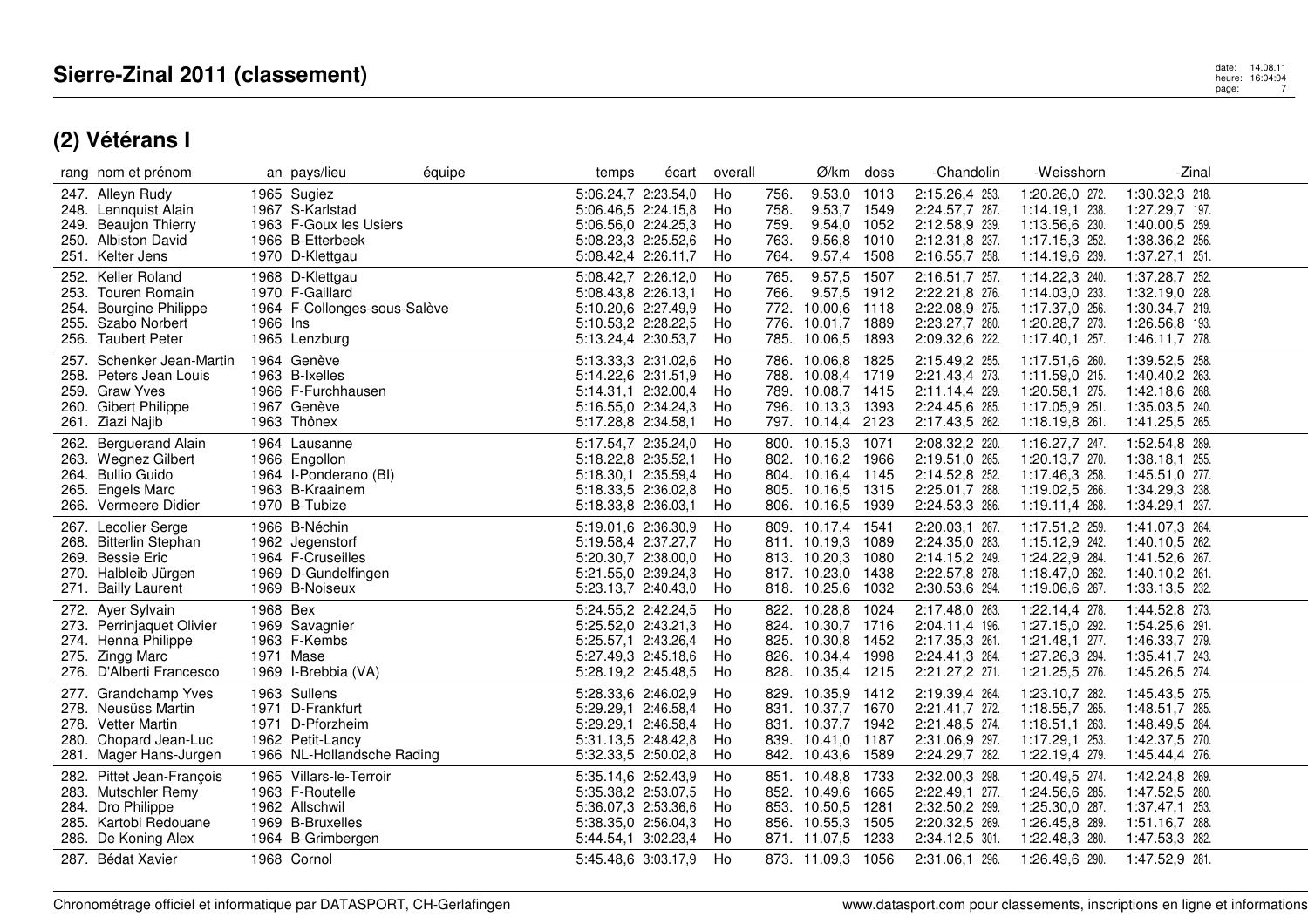# Sierre-Zinal 2011 (classement)

## (2) Vétérans I

| rang | nom et prénom | an | pays/lieu | équipe | temps | écart | overall | | Ø/km | doss | -Chandolin | | -Weisshorn | | -Zinal | |
|---|---|---|---|---|---|---|---|---|---|---|---|---|---|---|---|---|
| 247. | Alleyn Rudy | 1965 | Sugiez | | 5:06.24,7 | 2:23.54,0 | Ho | 756. | 9.53,0 | 1013 | 2:15.26,4 | 253. | 1:20.26,0 | 272. | 1:30.32,3 | 218. |
| 248. | Lennquist Alain | 1967 | S-Karlstad | | 5:06.46,5 | 2:24.15,8 | Ho | 758. | 9.53,7 | 1549 | 2:24.57,7 | 287. | 1:14.19,1 | 238. | 1:27.29,7 | 197. |
| 249. | Beaujon Thierry | 1963 | F-Goux les Usiers | | 5:06.56,0 | 2:24.25,3 | Ho | 759. | 9.54,0 | 1052 | 2:12.58,9 | 239. | 1:13.56,6 | 230. | 1:40.00,5 | 259. |
| 250. | Albiston David | 1966 | B-Etterbeek | | 5:08.23,3 | 2:25.52,6 | Ho | 763. | 9.56,8 | 1010 | 2:12.31,8 | 237. | 1:17.15,3 | 252. | 1:38.36,2 | 256. |
| 251. | Kelter Jens | 1970 | D-Klettgau | | 5:08.42,4 | 2:26.11,7 | Ho | 764. | 9.57,4 | 1508 | 2:16.55,7 | 258. | 1:14.19,6 | 239. | 1:37.27,1 | 251. |
| 252. | Keller Roland | 1968 | D-Klettgau | | 5:08.42,7 | 2:26.12,0 | Ho | 765. | 9.57,5 | 1507 | 2:16.51,7 | 257. | 1:14.22,3 | 240. | 1:37.28,7 | 252. |
| 253. | Touren Romain | 1970 | F-Gaillard | | 5:08.43,8 | 2:26.13,1 | Ho | 766. | 9.57,5 | 1912 | 2:22.21,8 | 276. | 1:14.03,0 | 233. | 1:32.19,0 | 228. |
| 254. | Bourgine Philippe | 1964 | F-Collonges-sous-Salève | | 5:10.20,6 | 2:27.49,9 | Ho | 772. | 10.00,6 | 1118 | 2:22.08,9 | 275. | 1:17.37,0 | 256. | 1:30.34,7 | 219. |
| 255. | Szabo Norbert | 1966 | Ins | | 5:10.53,2 | 2:28.22,5 | Ho | 776. | 10.01,7 | 1889 | 2:23.27,7 | 280. | 1:20.28,7 | 273. | 1:26.56,8 | 193. |
| 256. | Taubert Peter | 1965 | Lenzburg | | 5:13.24,4 | 2:30.53,7 | Ho | 785. | 10.06,5 | 1893 | 2:09.32,6 | 222. | 1:17.40,1 | 257. | 1:46.11,7 | 278. |
| 257. | Schenker Jean-Martin | 1964 | Genève | | 5:13.33,3 | 2:31.02,6 | Ho | 786. | 10.06,8 | 1825 | 2:15.49,2 | 255. | 1:17.51,6 | 260. | 1:39.52,5 | 258. |
| 258. | Peters Jean Louis | 1963 | B-Ixelles | | 5:14.22,6 | 2:31.51,9 | Ho | 788. | 10.08,4 | 1719 | 2:21.43,4 | 273. | 1:11.59,0 | 215. | 1:40.40,2 | 263. |
| 259. | Graw Yves | 1966 | F-Furchhausen | | 5:14.31,1 | 2:32.00,4 | Ho | 789. | 10.08,7 | 1415 | 2:11.14,4 | 229. | 1:20.58,1 | 275. | 1:42.18,6 | 268. |
| 260. | Gibert Philippe | 1967 | Genève | | 5:16.55,0 | 2:34.24,3 | Ho | 796. | 10.13,3 | 1393 | 2:24.45,6 | 285. | 1:17.05,9 | 251. | 1:35.03,5 | 240. |
| 261. | Ziazi Najib | 1963 | Thônex | | 5:17.28,8 | 2:34.58,1 | Ho | 797. | 10.14,4 | 2123 | 2:17.43,5 | 262. | 1:18.19,8 | 261. | 1:41.25,5 | 265. |
| 262. | Bergueranda Alain | 1964 | Lausanne | | 5:17.54,7 | 2:35.24,0 | Ho | 800. | 10.15,3 | 1071 | 2:08.32,2 | 220. | 1:16.27,7 | 247. | 1:52.54,8 | 289. |
| 263. | Wegnez Gilbert | 1966 | Engollon | | 5:18.22,8 | 2:35.52,1 | Ho | 802. | 10.16,2 | 1966 | 2:19.51,0 | 265. | 1:20.13,7 | 270. | 1:38.18,1 | 255. |
| 264. | Bullio Guido | 1964 | I-Ponderano (BI) | | 5:18.30,1 | 2:35.59,4 | Ho | 804. | 10.16,4 | 1145 | 2:14.52,8 | 252. | 1:17.46,3 | 258. | 1:45.51,0 | 277. |
| 265. | Engels Marc | 1963 | B-Kraainem | | 5:18.33,5 | 2:36.02,8 | Ho | 805. | 10.16,5 | 1315 | 2:25.01,7 | 288. | 1:19.02,5 | 266. | 1:34.29,3 | 238. |
| 266. | Vermeere Didier | 1970 | B-Tubize | | 5:18.33,8 | 2:36.03,1 | Ho | 806. | 10.16,5 | 1939 | 2:24.53,3 | 286. | 1:19.11,4 | 268. | 1:34.29,1 | 237. |
| 267. | Lecolier Serge | 1966 | B-Néchin | | 5:19.01,6 | 2:36.30,9 | Ho | 809. | 10.17,4 | 1541 | 2:20.03,1 | 267. | 1:17.51,2 | 259. | 1:41.07,3 | 264. |
| 268. | Bitterlin Stephan | 1962 | Jegenstorf | | 5:19.58,4 | 2:37.27,7 | Ho | 811. | 10.19,3 | 1089 | 2:24.35,0 | 283. | 1:15.12,9 | 242. | 1:40.10,5 | 262. |
| 269. | Bessie Eric | 1964 | F-Cruseilles | | 5:20.30,7 | 2:38.00,0 | Ho | 813. | 10.20,3 | 1080 | 2:14.15,2 | 249. | 1:24.22,9 | 284. | 1:41.52,6 | 267. |
| 270. | Halbleib Jürgen | 1969 | D-Gundelfingen | | 5:21.55,0 | 2:39.24,3 | Ho | 817. | 10.23,0 | 1438 | 2:22.57,8 | 278. | 1:18.47,0 | 262. | 1:40.10,2 | 261. |
| 271. | Bailly Laurent | 1969 | B-Noiseux | | 5:23.13,7 | 2:40.43,0 | Ho | 818. | 10.25,6 | 1032 | 2:30.53,6 | 294. | 1:19.06,6 | 267. | 1:33.13,5 | 232. |
| 272. | Ayer Sylvain | 1968 | Bex | | 5:24.55,2 | 2:42.24,5 | Ho | 822. | 10.28,8 | 1024 | 2:17.48,0 | 263. | 1:22.14,4 | 278. | 1:44.52,8 | 273. |
| 273. | Perrinjaquet Olivier | 1969 | Savagnier | | 5:25.52,0 | 2:43.21,3 | Ho | 824. | 10.30,7 | 1716 | 2:04.11,4 | 196. | 1:27.15,0 | 292. | 1:54.25,6 | 291. |
| 274. | Henna Philippe | 1963 | F-Kembs | | 5:25.57,1 | 2:43.26,4 | Ho | 825. | 10.30,8 | 1452 | 2:17.35,3 | 261. | 1:21.48,1 | 277. | 1:46.33,7 | 279. |
| 275. | Zingg Marc | 1971 | Mase | | 5:27.49,3 | 2:45.18,6 | Ho | 826. | 10.34,4 | 1998 | 2:24.41,3 | 284. | 1:27.26,3 | 294. | 1:35.41,7 | 243. |
| 276. | D'Alberti Francesco | 1969 | I-Brebbia (VA) | | 5:28.19,2 | 2:45.48,5 | Ho | 828. | 10.35,4 | 1215 | 2:21.27,2 | 271. | 1:21.25,5 | 276. | 1:45.26,5 | 274. |
| 277. | Grandchamp Yves | 1963 | Sullens | | 5:28.33,6 | 2:46.02,9 | Ho | 829. | 10.35,9 | 1412 | 2:19.39,4 | 264. | 1:23.10,7 | 282. | 1:45.43,5 | 275. |
| 278. | Neusüss Martin | 1971 | D-Frankfurt | | 5:29.29,1 | 2:46.58,4 | Ho | 831. | 10.37,7 | 1670 | 2:21.41,7 | 272. | 1:18.55,7 | 265. | 1:48.51,7 | 285. |
| 278. | Vetter Martin | 1971 | D-Pforzheim | | 5:29.29,1 | 2:46.58,4 | Ho | 831. | 10.37,7 | 1942 | 2:21.48,5 | 274. | 1:18.51,1 | 263. | 1:48.49,5 | 284. |
| 280. | Chopard Jean-Luc | 1962 | Petit-Lancy | | 5:31.13,5 | 2:48.42,8 | Ho | 839. | 10.41,0 | 1187 | 2:31.06,9 | 297. | 1:17.29,1 | 253. | 1:42.37,5 | 270. |
| 281. | Mager Hans-Jurgen | 1966 | NL-Hollandsche Rading | | 5:32.33,5 | 2:50.02,8 | Ho | 842. | 10.43,6 | 1589 | 2:24.29,7 | 282. | 1:22.19,4 | 279. | 1:45.44,4 | 276. |
| 282. | Pittet Jean-François | 1965 | Villars-le-Terroir | | 5:35.14,6 | 2:52.43,9 | Ho | 851. | 10.48,8 | 1733 | 2:32.00,3 | 298. | 1:20.49,5 | 274. | 1:42.24,8 | 269. |
| 283. | Mutschler Remy | 1963 | F-Routelle | | 5:35.38,2 | 2:53.07,5 | Ho | 852. | 10.49,6 | 1665 | 2:22.49,1 | 277. | 1:24.56,6 | 285. | 1:47.52,5 | 280. |
| 284. | Dro Philippe | 1962 | Allschwil | | 5:36.07,3 | 2:53.36,6 | Ho | 853. | 10.50,5 | 1281 | 2:32.50,2 | 299. | 1:25.30,0 | 287. | 1:37.47,1 | 253. |
| 285. | Kartobi Redouane | 1969 | B-Bruxelles | | 5:38.35,0 | 2:56.04,3 | Ho | 856. | 10.55,3 | 1505 | 2:20.32,5 | 269. | 1:26.45,8 | 289. | 1:51.16,7 | 288. |
| 286. | De Koning Alex | 1964 | B-Grimbergen | | 5:44.54,1 | 3:02.23,4 | Ho | 871. | 11.07,5 | 1233 | 2:34.12,5 | 301. | 1:22.48,3 | 280. | 1:47.53,3 | 282. |
| 287. | Bédat Xavier | 1968 | Cornol | | 5:45.48,6 | 3:03.17,9 | Ho | 873. | 11.09,3 | 1056 | 2:31.06,1 | 296. | 1:26.49,6 | 290. | 1:47.52,9 | 281. |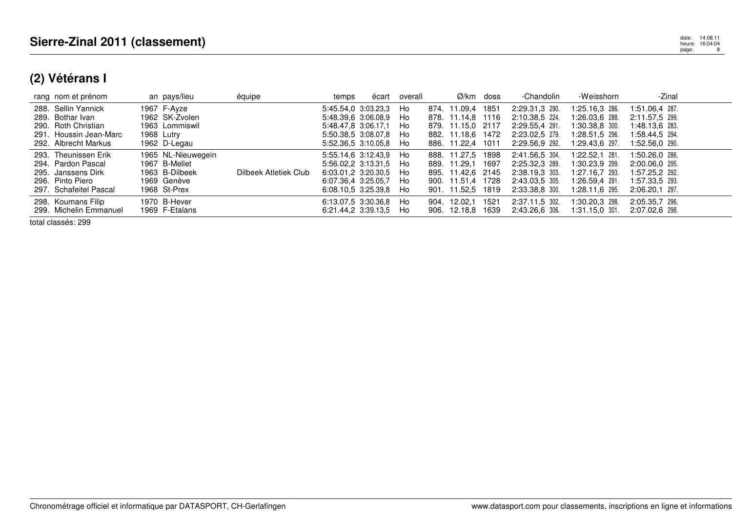# Sierre-Zinal 2011 (classement)

## (2) Vétérans I

| rang | nom et prénom | an | pays/lieu | équipe | temps | écart | overall | | Ø/km | doss | -Chandolin | | -Weisshorn | | -Zinal | |
|---|---|---|---|---|---|---|---|---|---|---|---|---|---|---|---|---|
| 288. | Sellin Yannick | 1967 | F-Ayze | | 5:45.54,0 | 3:03.23,3 | Ho | 874. | 11.09,4 | 1851 | 2:29.31,3 | 290. | 1:25.16,3 | 286. | 1:51.06,4 | 287. |
| 289. | Bothar Ivan | 1962 | SK-Zvolen | | 5:48.39,6 | 3:06.08,9 | Ho | 878. | 11.14,8 | 1116 | 2:10.38,5 | 224. | 1:26.03,6 | 288. | 2:11.57,5 | 299. |
| 290. | Roth Christian | 1963 | Lommiswil | | 5:48.47,8 | 3:06.17,1 | Ho | 879. | 11.15,0 | 2117 | 2:29.55,4 | 291. | 1:30.38,8 | 300. | 1:48.13,6 | 283. |
| 291. | Houssin Jean-Marc | 1968 | Lutry | | 5:50.38,5 | 3:08.07,8 | Ho | 882. | 11.18,6 | 1472 | 2:23.02,5 | 279. | 1:28.51,5 | 296. | 1:58.44,5 | 294. |
| 292. | Albrecht Markus | 1962 | D-Legau | | 5:52.36,5 | 3:10.05,8 | Ho | 886. | 11.22,4 | 1011 | 2:29.56,9 | 292. | 1:29.43,6 | 297. | 1:52.56,0 | 290. |
| 293. | Theunissen Erik | 1965 | NL-Nieuwegein | | 5:55.14,6 | 3:12.43,9 | Ho | 888. | 11.27,5 | 1898 | 2:41.56,5 | 304. | 1:22.52,1 | 281. | 1:50.26,0 | 286. |
| 294. | Pardon Pascal | 1967 | B-Mellet | | 5:56.02,2 | 3:13.31,5 | Ho | 889. | 11.29,1 | 1697 | 2:25.32,3 | 289. | 1:30.23,9 | 299. | 2:00.06,0 | 295. |
| 295. | Janssens Dirk | 1963 | B-Dilbeek | Dilbeek Atletiek Club | 6:03.01,2 | 3:20.30,5 | Ho | 895. | 11.42,6 | 2145 | 2:38.19,3 | 303. | 1:27.16,7 | 293. | 1:57.25,2 | 292. |
| 296. | Pinto Piero | 1969 | Genève | | 6:07.36,4 | 3:25.05,7 | Ho | 900. | 11.51,4 | 1728 | 2:43.03,5 | 305. | 1:26.59,4 | 291. | 1:57.33,5 | 293. |
| 297. | Schafeitel Pascal | 1968 | St-Prex | | 6:08.10,5 | 3:25.39,8 | Ho | 901. | 11.52,5 | 1819 | 2:33.38,8 | 300. | 1:28.11,6 | 295. | 2:06.20,1 | 297. |
| 298. | Koumans Filip | 1970 | B-Hever | | 6:13.07,5 | 3:30.36,8 | Ho | 904. | 12.02,1 | 1521 | 2:37.11,5 | 302. | 1:30.20,3 | 298. | 2:05.35,7 | 296. |
| 299. | Michelin Emmanuel | 1969 | F-Etalans | | 6:21.44,2 | 3:39.13,5 | Ho | 906. | 12.18,8 | 1639 | 2:43.26,6 | 306. | 1:31.15,0 | 301. | 2:07.02,6 | 298. |

total classés: 299